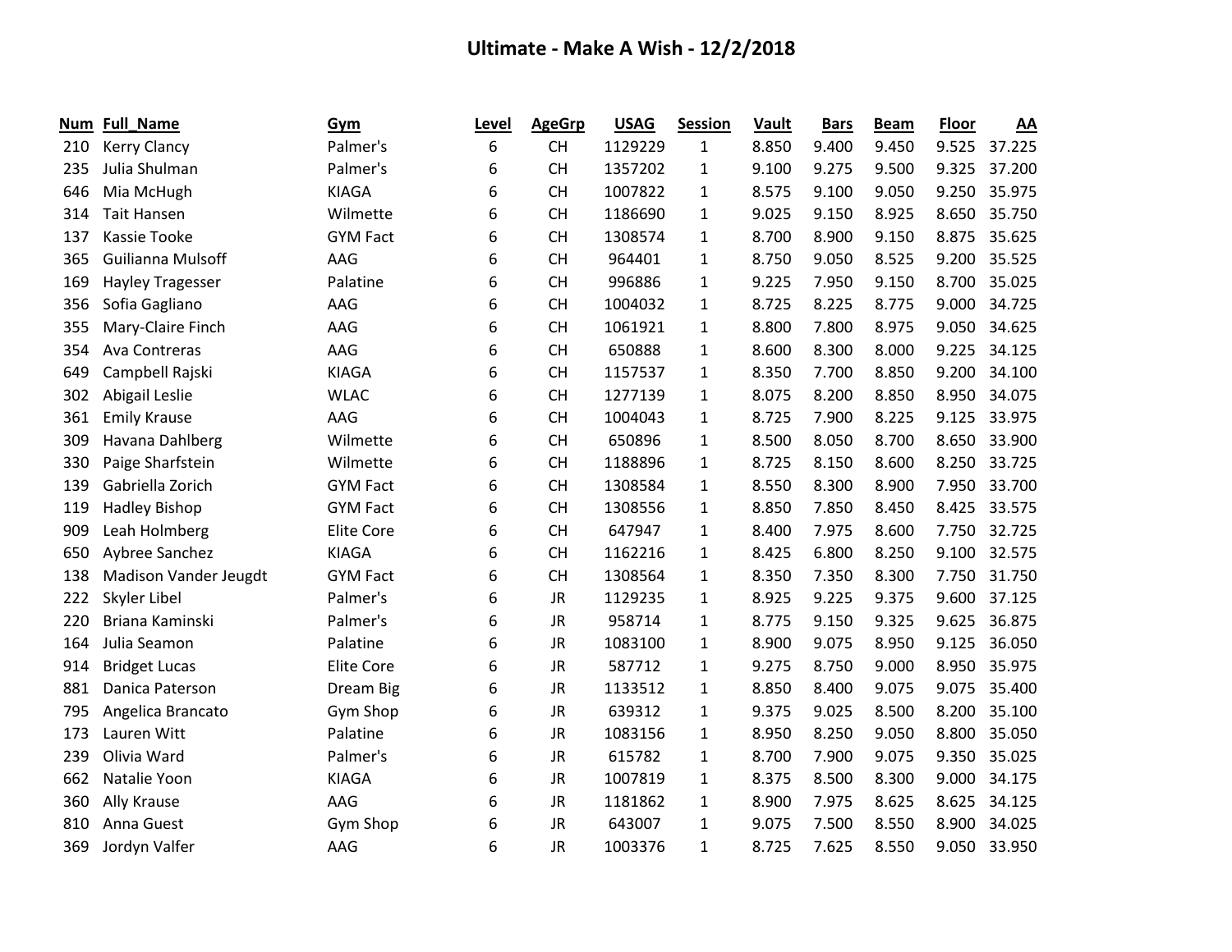# Ultimate - Make A Wish - 12/2/2018

| Num | Full_Name | Gym | Level | AgeGrp | USAG | Session | Vault | Bars | Beam | Floor | AA |
|---|---|---|---|---|---|---|---|---|---|---|---|
| 210 | Kerry Clancy | Palmer's | 6 | CH | 1129229 | 1 | 8.850 | 9.400 | 9.450 | 9.525 | 37.225 |
| 235 | Julia Shulman | Palmer's | 6 | CH | 1357202 | 1 | 9.100 | 9.275 | 9.500 | 9.325 | 37.200 |
| 646 | Mia McHugh | KIAGA | 6 | CH | 1007822 | 1 | 8.575 | 9.100 | 9.050 | 9.250 | 35.975 |
| 314 | Tait Hansen | Wilmette | 6 | CH | 1186690 | 1 | 9.025 | 9.150 | 8.925 | 8.650 | 35.750 |
| 137 | Kassie Tooke | GYM Fact | 6 | CH | 1308574 | 1 | 8.700 | 8.900 | 9.150 | 8.875 | 35.625 |
| 365 | Guilianna Mulsoff | AAG | 6 | CH | 964401 | 1 | 8.750 | 9.050 | 8.525 | 9.200 | 35.525 |
| 169 | Hayley Tragesser | Palatine | 6 | CH | 996886 | 1 | 9.225 | 7.950 | 9.150 | 8.700 | 35.025 |
| 356 | Sofia Gagliano | AAG | 6 | CH | 1004032 | 1 | 8.725 | 8.225 | 8.775 | 9.000 | 34.725 |
| 355 | Mary-Claire Finch | AAG | 6 | CH | 1061921 | 1 | 8.800 | 7.800 | 8.975 | 9.050 | 34.625 |
| 354 | Ava Contreras | AAG | 6 | CH | 650888 | 1 | 8.600 | 8.300 | 8.000 | 9.225 | 34.125 |
| 649 | Campbell Rajski | KIAGA | 6 | CH | 1157537 | 1 | 8.350 | 7.700 | 8.850 | 9.200 | 34.100 |
| 302 | Abigail Leslie | WLAC | 6 | CH | 1277139 | 1 | 8.075 | 8.200 | 8.850 | 8.950 | 34.075 |
| 361 | Emily Krause | AAG | 6 | CH | 1004043 | 1 | 8.725 | 7.900 | 8.225 | 9.125 | 33.975 |
| 309 | Havana Dahlberg | Wilmette | 6 | CH | 650896 | 1 | 8.500 | 8.050 | 8.700 | 8.650 | 33.900 |
| 330 | Paige Sharfstein | Wilmette | 6 | CH | 1188896 | 1 | 8.725 | 8.150 | 8.600 | 8.250 | 33.725 |
| 139 | Gabriella Zorich | GYM Fact | 6 | CH | 1308584 | 1 | 8.550 | 8.300 | 8.900 | 7.950 | 33.700 |
| 119 | Hadley Bishop | GYM Fact | 6 | CH | 1308556 | 1 | 8.850 | 7.850 | 8.450 | 8.425 | 33.575 |
| 909 | Leah Holmberg | Elite Core | 6 | CH | 647947 | 1 | 8.400 | 7.975 | 8.600 | 7.750 | 32.725 |
| 650 | Aybree Sanchez | KIAGA | 6 | CH | 1162216 | 1 | 8.425 | 6.800 | 8.250 | 9.100 | 32.575 |
| 138 | Madison Vander Jeugdt | GYM Fact | 6 | CH | 1308564 | 1 | 8.350 | 7.350 | 8.300 | 7.750 | 31.750 |
| 222 | Skyler Libel | Palmer's | 6 | JR | 1129235 | 1 | 8.925 | 9.225 | 9.375 | 9.600 | 37.125 |
| 220 | Briana Kaminski | Palmer's | 6 | JR | 958714 | 1 | 8.775 | 9.150 | 9.325 | 9.625 | 36.875 |
| 164 | Julia Seamon | Palatine | 6 | JR | 1083100 | 1 | 8.900 | 9.075 | 8.950 | 9.125 | 36.050 |
| 914 | Bridget Lucas | Elite Core | 6 | JR | 587712 | 1 | 9.275 | 8.750 | 9.000 | 8.950 | 35.975 |
| 881 | Danica Paterson | Dream Big | 6 | JR | 1133512 | 1 | 8.850 | 8.400 | 9.075 | 9.075 | 35.400 |
| 795 | Angelica Brancato | Gym Shop | 6 | JR | 639312 | 1 | 9.375 | 9.025 | 8.500 | 8.200 | 35.100 |
| 173 | Lauren Witt | Palatine | 6 | JR | 1083156 | 1 | 8.950 | 8.250 | 9.050 | 8.800 | 35.050 |
| 239 | Olivia Ward | Palmer's | 6 | JR | 615782 | 1 | 8.700 | 7.900 | 9.075 | 9.350 | 35.025 |
| 662 | Natalie Yoon | KIAGA | 6 | JR | 1007819 | 1 | 8.375 | 8.500 | 8.300 | 9.000 | 34.175 |
| 360 | Ally Krause | AAG | 6 | JR | 1181862 | 1 | 8.900 | 7.975 | 8.625 | 8.625 | 34.125 |
| 810 | Anna Guest | Gym Shop | 6 | JR | 643007 | 1 | 9.075 | 7.500 | 8.550 | 8.900 | 34.025 |
| 369 | Jordyn Valfer | AAG | 6 | JR | 1003376 | 1 | 8.725 | 7.625 | 8.550 | 9.050 | 33.950 |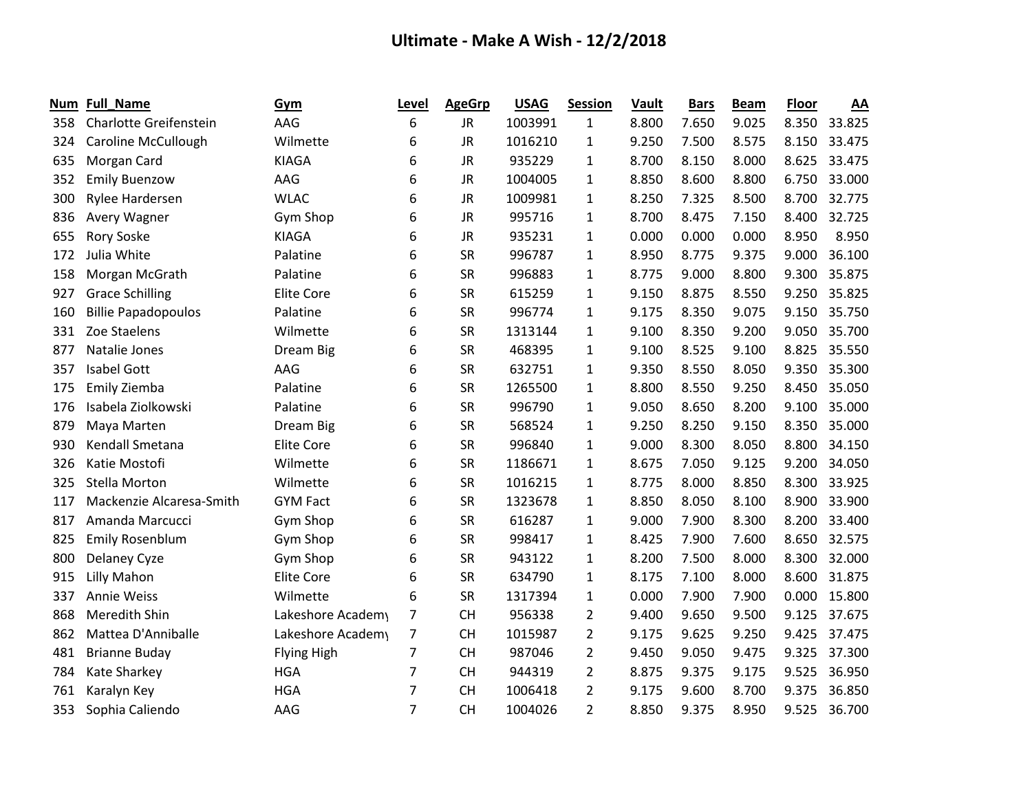# Ultimate - Make A Wish - 12/2/2018

| Num | Full_Name | Gym | Level | AgeGrp | USAG | Session | Vault | Bars | Beam | Floor | AA |
|---|---|---|---|---|---|---|---|---|---|---|---|
| 358 | Charlotte Greifenstein | AAG | 6 | JR | 1003991 | 1 | 8.800 | 7.650 | 9.025 | 8.350 | 33.825 |
| 324 | Caroline McCullough | Wilmette | 6 | JR | 1016210 | 1 | 9.250 | 7.500 | 8.575 | 8.150 | 33.475 |
| 635 | Morgan Card | KIAGA | 6 | JR | 935229 | 1 | 8.700 | 8.150 | 8.000 | 8.625 | 33.475 |
| 352 | Emily Buenzow | AAG | 6 | JR | 1004005 | 1 | 8.850 | 8.600 | 8.800 | 6.750 | 33.000 |
| 300 | Rylee Hardersen | WLAC | 6 | JR | 1009981 | 1 | 8.250 | 7.325 | 8.500 | 8.700 | 32.775 |
| 836 | Avery Wagner | Gym Shop | 6 | JR | 995716 | 1 | 8.700 | 8.475 | 7.150 | 8.400 | 32.725 |
| 655 | Rory Soske | KIAGA | 6 | JR | 935231 | 1 | 0.000 | 0.000 | 0.000 | 8.950 | 8.950 |
| 172 | Julia White | Palatine | 6 | SR | 996787 | 1 | 8.950 | 8.775 | 9.375 | 9.000 | 36.100 |
| 158 | Morgan McGrath | Palatine | 6 | SR | 996883 | 1 | 8.775 | 9.000 | 8.800 | 9.300 | 35.875 |
| 927 | Grace Schilling | Elite Core | 6 | SR | 615259 | 1 | 9.150 | 8.875 | 8.550 | 9.250 | 35.825 |
| 160 | Billie Papadopoulos | Palatine | 6 | SR | 996774 | 1 | 9.175 | 8.350 | 9.075 | 9.150 | 35.750 |
| 331 | Zoe Staelens | Wilmette | 6 | SR | 1313144 | 1 | 9.100 | 8.350 | 9.200 | 9.050 | 35.700 |
| 877 | Natalie Jones | Dream Big | 6 | SR | 468395 | 1 | 9.100 | 8.525 | 9.100 | 8.825 | 35.550 |
| 357 | Isabel Gott | AAG | 6 | SR | 632751 | 1 | 9.350 | 8.550 | 8.050 | 9.350 | 35.300 |
| 175 | Emily Ziemba | Palatine | 6 | SR | 1265500 | 1 | 8.800 | 8.550 | 9.250 | 8.450 | 35.050 |
| 176 | Isabela Ziolkowski | Palatine | 6 | SR | 996790 | 1 | 9.050 | 8.650 | 8.200 | 9.100 | 35.000 |
| 879 | Maya Marten | Dream Big | 6 | SR | 568524 | 1 | 9.250 | 8.250 | 9.150 | 8.350 | 35.000 |
| 930 | Kendall Smetana | Elite Core | 6 | SR | 996840 | 1 | 9.000 | 8.300 | 8.050 | 8.800 | 34.150 |
| 326 | Katie Mostofi | Wilmette | 6 | SR | 1186671 | 1 | 8.675 | 7.050 | 9.125 | 9.200 | 34.050 |
| 325 | Stella Morton | Wilmette | 6 | SR | 1016215 | 1 | 8.775 | 8.000 | 8.850 | 8.300 | 33.925 |
| 117 | Mackenzie Alcaresa-Smith | GYM Fact | 6 | SR | 1323678 | 1 | 8.850 | 8.050 | 8.100 | 8.900 | 33.900 |
| 817 | Amanda Marcucci | Gym Shop | 6 | SR | 616287 | 1 | 9.000 | 7.900 | 8.300 | 8.200 | 33.400 |
| 825 | Emily Rosenblum | Gym Shop | 6 | SR | 998417 | 1 | 8.425 | 7.900 | 7.600 | 8.650 | 32.575 |
| 800 | Delaney Cyze | Gym Shop | 6 | SR | 943122 | 1 | 8.200 | 7.500 | 8.000 | 8.300 | 32.000 |
| 915 | Lilly Mahon | Elite Core | 6 | SR | 634790 | 1 | 8.175 | 7.100 | 8.000 | 8.600 | 31.875 |
| 337 | Annie Weiss | Wilmette | 6 | SR | 1317394 | 1 | 0.000 | 7.900 | 7.900 | 0.000 | 15.800 |
| 868 | Meredith Shin | Lakeshore Academy | 7 | CH | 956338 | 2 | 9.400 | 9.650 | 9.500 | 9.125 | 37.675 |
| 862 | Mattea D'Anniballe | Lakeshore Academy | 7 | CH | 1015987 | 2 | 9.175 | 9.625 | 9.250 | 9.425 | 37.475 |
| 481 | Brianne Buday | Flying High | 7 | CH | 987046 | 2 | 9.450 | 9.050 | 9.475 | 9.325 | 37.300 |
| 784 | Kate Sharkey | HGA | 7 | CH | 944319 | 2 | 8.875 | 9.375 | 9.175 | 9.525 | 36.950 |
| 761 | Karalyn Key | HGA | 7 | CH | 1006418 | 2 | 9.175 | 9.600 | 8.700 | 9.375 | 36.850 |
| 353 | Sophia Caliendo | AAG | 7 | CH | 1004026 | 2 | 8.850 | 9.375 | 8.950 | 9.525 | 36.700 |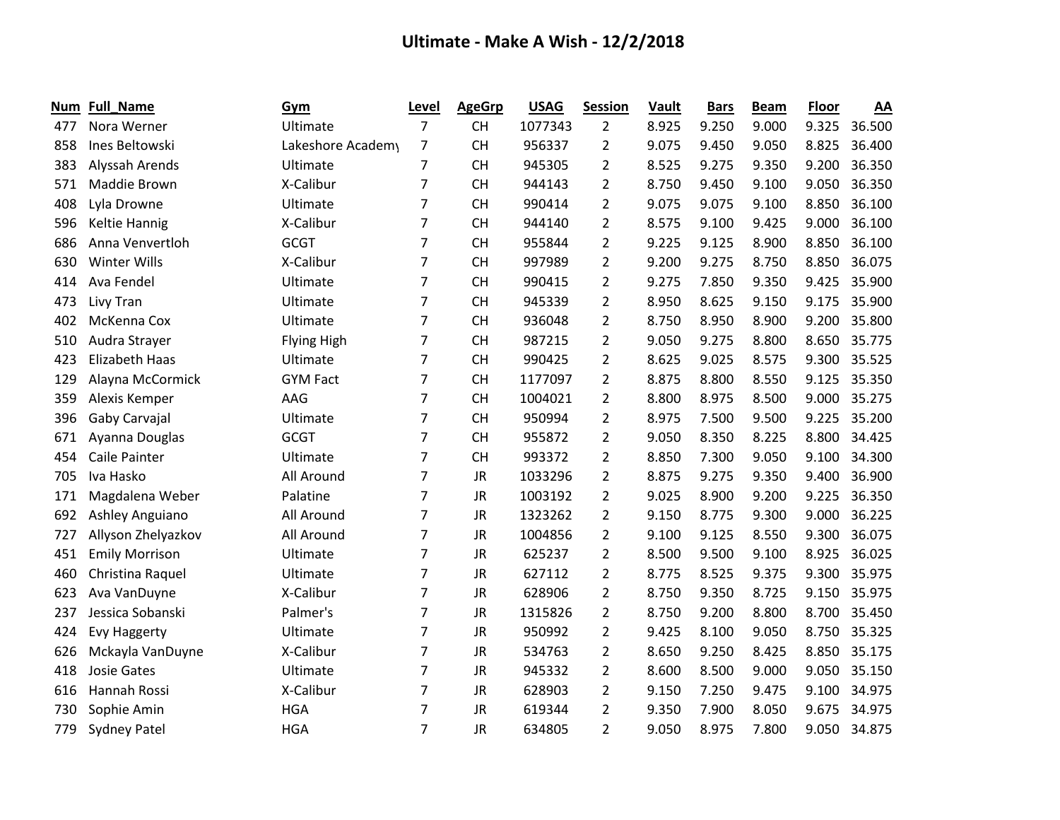# Ultimate - Make A Wish - 12/2/2018

| Num | Full_Name | Gym | Level | AgeGrp | USAG | Session | Vault | Bars | Beam | Floor | AA |
|---|---|---|---|---|---|---|---|---|---|---|---|
| 477 | Nora Werner | Ultimate | 7 | CH | 1077343 | 2 | 8.925 | 9.250 | 9.000 | 9.325 | 36.500 |
| 858 | Ines Beltowski | Lakeshore Academy | 7 | CH | 956337 | 2 | 9.075 | 9.450 | 9.050 | 8.825 | 36.400 |
| 383 | Alyssah Arends | Ultimate | 7 | CH | 945305 | 2 | 8.525 | 9.275 | 9.350 | 9.200 | 36.350 |
| 571 | Maddie Brown | X-Calibur | 7 | CH | 944143 | 2 | 8.750 | 9.450 | 9.100 | 9.050 | 36.350 |
| 408 | Lyla Drowne | Ultimate | 7 | CH | 990414 | 2 | 9.075 | 9.075 | 9.100 | 8.850 | 36.100 |
| 596 | Keltie Hannig | X-Calibur | 7 | CH | 944140 | 2 | 8.575 | 9.100 | 9.425 | 9.000 | 36.100 |
| 686 | Anna Venvertloh | GCGT | 7 | CH | 955844 | 2 | 9.225 | 9.125 | 8.900 | 8.850 | 36.100 |
| 630 | Winter Wills | X-Calibur | 7 | CH | 997989 | 2 | 9.200 | 9.275 | 8.750 | 8.850 | 36.075 |
| 414 | Ava Fendel | Ultimate | 7 | CH | 990415 | 2 | 9.275 | 7.850 | 9.350 | 9.425 | 35.900 |
| 473 | Livy Tran | Ultimate | 7 | CH | 945339 | 2 | 8.950 | 8.625 | 9.150 | 9.175 | 35.900 |
| 402 | McKenna Cox | Ultimate | 7 | CH | 936048 | 2 | 8.750 | 8.950 | 8.900 | 9.200 | 35.800 |
| 510 | Audra Strayer | Flying High | 7 | CH | 987215 | 2 | 9.050 | 9.275 | 8.800 | 8.650 | 35.775 |
| 423 | Elizabeth Haas | Ultimate | 7 | CH | 990425 | 2 | 8.625 | 9.025 | 8.575 | 9.300 | 35.525 |
| 129 | Alayna McCormick | GYM Fact | 7 | CH | 1177097 | 2 | 8.875 | 8.800 | 8.550 | 9.125 | 35.350 |
| 359 | Alexis Kemper | AAG | 7 | CH | 1004021 | 2 | 8.800 | 8.975 | 8.500 | 9.000 | 35.275 |
| 396 | Gaby Carvajal | Ultimate | 7 | CH | 950994 | 2 | 8.975 | 7.500 | 9.500 | 9.225 | 35.200 |
| 671 | Ayanna Douglas | GCGT | 7 | CH | 955872 | 2 | 9.050 | 8.350 | 8.225 | 8.800 | 34.425 |
| 454 | Caile Painter | Ultimate | 7 | CH | 993372 | 2 | 8.850 | 7.300 | 9.050 | 9.100 | 34.300 |
| 705 | Iva Hasko | All Around | 7 | JR | 1033296 | 2 | 8.875 | 9.275 | 9.350 | 9.400 | 36.900 |
| 171 | Magdalena Weber | Palatine | 7 | JR | 1003192 | 2 | 9.025 | 8.900 | 9.200 | 9.225 | 36.350 |
| 692 | Ashley Anguiano | All Around | 7 | JR | 1323262 | 2 | 9.150 | 8.775 | 9.300 | 9.000 | 36.225 |
| 727 | Allyson Zhelyazkov | All Around | 7 | JR | 1004856 | 2 | 9.100 | 9.125 | 8.550 | 9.300 | 36.075 |
| 451 | Emily Morrison | Ultimate | 7 | JR | 625237 | 2 | 8.500 | 9.500 | 9.100 | 8.925 | 36.025 |
| 460 | Christina Raquel | Ultimate | 7 | JR | 627112 | 2 | 8.775 | 8.525 | 9.375 | 9.300 | 35.975 |
| 623 | Ava VanDuyne | X-Calibur | 7 | JR | 628906 | 2 | 8.750 | 9.350 | 8.725 | 9.150 | 35.975 |
| 237 | Jessica Sobanski | Palmer's | 7 | JR | 1315826 | 2 | 8.750 | 9.200 | 8.800 | 8.700 | 35.450 |
| 424 | Evy Haggerty | Ultimate | 7 | JR | 950992 | 2 | 9.425 | 8.100 | 9.050 | 8.750 | 35.325 |
| 626 | Mckayla VanDuyne | X-Calibur | 7 | JR | 534763 | 2 | 8.650 | 9.250 | 8.425 | 8.850 | 35.175 |
| 418 | Josie Gates | Ultimate | 7 | JR | 945332 | 2 | 8.600 | 8.500 | 9.000 | 9.050 | 35.150 |
| 616 | Hannah Rossi | X-Calibur | 7 | JR | 628903 | 2 | 9.150 | 7.250 | 9.475 | 9.100 | 34.975 |
| 730 | Sophie Amin | HGA | 7 | JR | 619344 | 2 | 9.350 | 7.900 | 8.050 | 9.675 | 34.975 |
| 779 | Sydney Patel | HGA | 7 | JR | 634805 | 2 | 9.050 | 8.975 | 7.800 | 9.050 | 34.875 |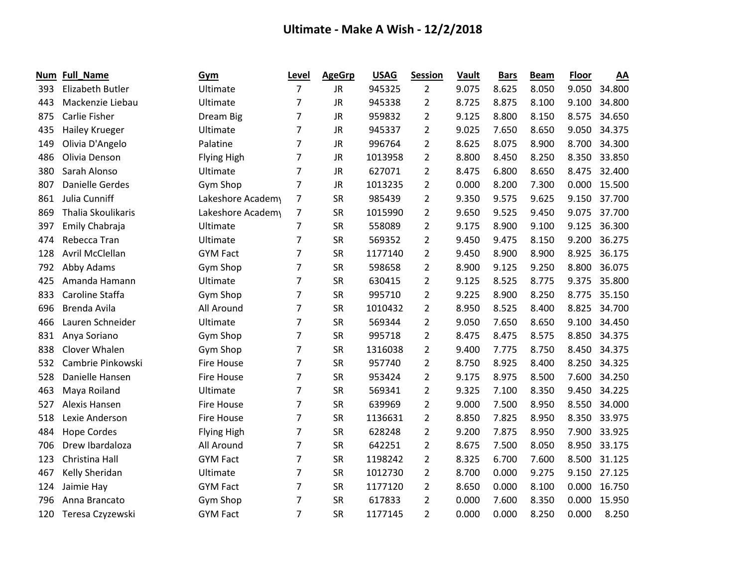# Ultimate - Make A Wish - 12/2/2018

| Num | Full_Name | Gym | Level | AgeGrp | USAG | Session | Vault | Bars | Beam | Floor | AA |
|---|---|---|---|---|---|---|---|---|---|---|---|
| 393 | Elizabeth Butler | Ultimate | 7 | JR | 945325 | 2 | 9.075 | 8.625 | 8.050 | 9.050 | 34.800 |
| 443 | Mackenzie Liebau | Ultimate | 7 | JR | 945338 | 2 | 8.725 | 8.875 | 8.100 | 9.100 | 34.800 |
| 875 | Carlie Fisher | Dream Big | 7 | JR | 959832 | 2 | 9.125 | 8.800 | 8.150 | 8.575 | 34.650 |
| 435 | Hailey Krueger | Ultimate | 7 | JR | 945337 | 2 | 9.025 | 7.650 | 8.650 | 9.050 | 34.375 |
| 149 | Olivia D'Angelo | Palatine | 7 | JR | 996764 | 2 | 8.625 | 8.075 | 8.900 | 8.700 | 34.300 |
| 486 | Olivia Denson | Flying High | 7 | JR | 1013958 | 2 | 8.800 | 8.450 | 8.250 | 8.350 | 33.850 |
| 380 | Sarah Alonso | Ultimate | 7 | JR | 627071 | 2 | 8.475 | 6.800 | 8.650 | 8.475 | 32.400 |
| 807 | Danielle Gerdes | Gym Shop | 7 | JR | 1013235 | 2 | 0.000 | 8.200 | 7.300 | 0.000 | 15.500 |
| 861 | Julia Cunniff | Lakeshore Academy | 7 | SR | 985439 | 2 | 9.350 | 9.575 | 9.625 | 9.150 | 37.700 |
| 869 | Thalia Skoulikaris | Lakeshore Academy | 7 | SR | 1015990 | 2 | 9.650 | 9.525 | 9.450 | 9.075 | 37.700 |
| 397 | Emily Chabraja | Ultimate | 7 | SR | 558089 | 2 | 9.175 | 8.900 | 9.100 | 9.125 | 36.300 |
| 474 | Rebecca Tran | Ultimate | 7 | SR | 569352 | 2 | 9.450 | 9.475 | 8.150 | 9.200 | 36.275 |
| 128 | Avril McClellan | GYM Fact | 7 | SR | 1177140 | 2 | 9.450 | 8.900 | 8.900 | 8.925 | 36.175 |
| 792 | Abby Adams | Gym Shop | 7 | SR | 598658 | 2 | 8.900 | 9.125 | 9.250 | 8.800 | 36.075 |
| 425 | Amanda Hamann | Ultimate | 7 | SR | 630415 | 2 | 9.125 | 8.525 | 8.775 | 9.375 | 35.800 |
| 833 | Caroline Staffa | Gym Shop | 7 | SR | 995710 | 2 | 9.225 | 8.900 | 8.250 | 8.775 | 35.150 |
| 696 | Brenda Avila | All Around | 7 | SR | 1010432 | 2 | 8.950 | 8.525 | 8.400 | 8.825 | 34.700 |
| 466 | Lauren Schneider | Ultimate | 7 | SR | 569344 | 2 | 9.050 | 7.650 | 8.650 | 9.100 | 34.450 |
| 831 | Anya Soriano | Gym Shop | 7 | SR | 995718 | 2 | 8.475 | 8.475 | 8.575 | 8.850 | 34.375 |
| 838 | Clover Whalen | Gym Shop | 7 | SR | 1316038 | 2 | 9.400 | 7.775 | 8.750 | 8.450 | 34.375 |
| 532 | Cambrie Pinkowski | Fire House | 7 | SR | 957740 | 2 | 8.750 | 8.925 | 8.400 | 8.250 | 34.325 |
| 528 | Danielle Hansen | Fire House | 7 | SR | 953424 | 2 | 9.175 | 8.975 | 8.500 | 7.600 | 34.250 |
| 463 | Maya Roiland | Ultimate | 7 | SR | 569341 | 2 | 9.325 | 7.100 | 8.350 | 9.450 | 34.225 |
| 527 | Alexis Hansen | Fire House | 7 | SR | 639969 | 2 | 9.000 | 7.500 | 8.950 | 8.550 | 34.000 |
| 518 | Lexie Anderson | Fire House | 7 | SR | 1136631 | 2 | 8.850 | 7.825 | 8.950 | 8.350 | 33.975 |
| 484 | Hope Cordes | Flying High | 7 | SR | 628248 | 2 | 9.200 | 7.875 | 8.950 | 7.900 | 33.925 |
| 706 | Drew Ibardaloza | All Around | 7 | SR | 642251 | 2 | 8.675 | 7.500 | 8.050 | 8.950 | 33.175 |
| 123 | Christina Hall | GYM Fact | 7 | SR | 1198242 | 2 | 8.325 | 6.700 | 7.600 | 8.500 | 31.125 |
| 467 | Kelly Sheridan | Ultimate | 7 | SR | 1012730 | 2 | 8.700 | 0.000 | 9.275 | 9.150 | 27.125 |
| 124 | Jaimie Hay | GYM Fact | 7 | SR | 1177120 | 2 | 8.650 | 0.000 | 8.100 | 0.000 | 16.750 |
| 796 | Anna Brancato | Gym Shop | 7 | SR | 617833 | 2 | 0.000 | 7.600 | 8.350 | 0.000 | 15.950 |
| 120 | Teresa Czyzewski | GYM Fact | 7 | SR | 1177145 | 2 | 0.000 | 0.000 | 8.250 | 0.000 | 8.250 |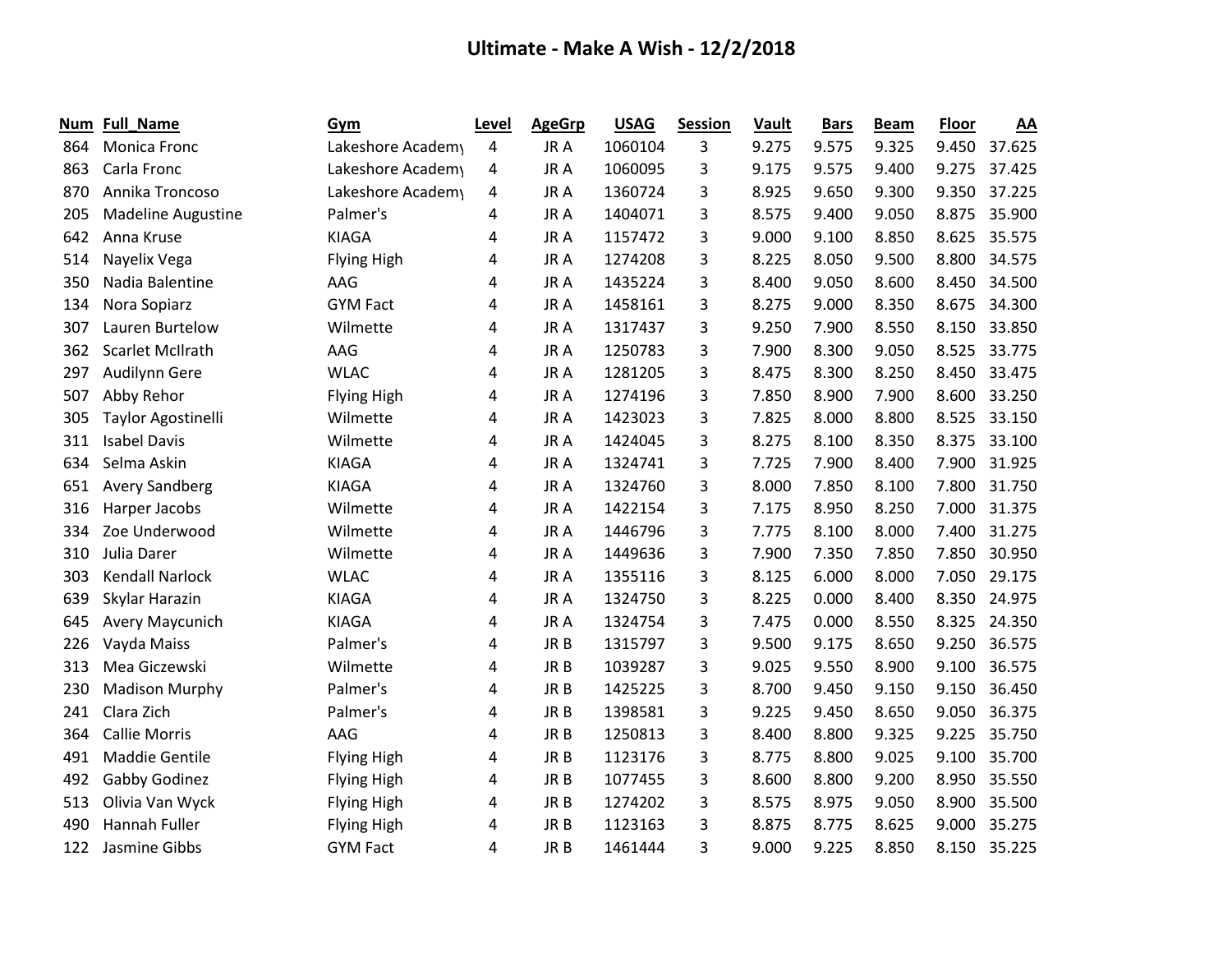# Ultimate - Make A Wish - 12/2/2018

| Num | Full_Name | Gym | Level | AgeGrp | USAG | Session | Vault | Bars | Beam | Floor | AA |
|---|---|---|---|---|---|---|---|---|---|---|---|
| 864 | Monica Fronc | Lakeshore Academy | 4 | JR A | 1060104 | 3 | 9.275 | 9.575 | 9.325 | 9.450 | 37.625 |
| 863 | Carla Fronc | Lakeshore Academy | 4 | JR A | 1060095 | 3 | 9.175 | 9.575 | 9.400 | 9.275 | 37.425 |
| 870 | Annika Troncoso | Lakeshore Academy | 4 | JR A | 1360724 | 3 | 8.925 | 9.650 | 9.300 | 9.350 | 37.225 |
| 205 | Madeline Augustine | Palmer's | 4 | JR A | 1404071 | 3 | 8.575 | 9.400 | 9.050 | 8.875 | 35.900 |
| 642 | Anna Kruse | KIAGA | 4 | JR A | 1157472 | 3 | 9.000 | 9.100 | 8.850 | 8.625 | 35.575 |
| 514 | Nayelix Vega | Flying High | 4 | JR A | 1274208 | 3 | 8.225 | 8.050 | 9.500 | 8.800 | 34.575 |
| 350 | Nadia Balentine | AAG | 4 | JR A | 1435224 | 3 | 8.400 | 9.050 | 8.600 | 8.450 | 34.500 |
| 134 | Nora Sopiarz | GYM Fact | 4 | JR A | 1458161 | 3 | 8.275 | 9.000 | 8.350 | 8.675 | 34.300 |
| 307 | Lauren Burtelow | Wilmette | 4 | JR A | 1317437 | 3 | 9.250 | 7.900 | 8.550 | 8.150 | 33.850 |
| 362 | Scarlet McIlrath | AAG | 4 | JR A | 1250783 | 3 | 7.900 | 8.300 | 9.050 | 8.525 | 33.775 |
| 297 | Audilynn Gere | WLAC | 4 | JR A | 1281205 | 3 | 8.475 | 8.300 | 8.250 | 8.450 | 33.475 |
| 507 | Abby Rehor | Flying High | 4 | JR A | 1274196 | 3 | 7.850 | 8.900 | 7.900 | 8.600 | 33.250 |
| 305 | Taylor Agostinelli | Wilmette | 4 | JR A | 1423023 | 3 | 7.825 | 8.000 | 8.800 | 8.525 | 33.150 |
| 311 | Isabel Davis | Wilmette | 4 | JR A | 1424045 | 3 | 8.275 | 8.100 | 8.350 | 8.375 | 33.100 |
| 634 | Selma Askin | KIAGA | 4 | JR A | 1324741 | 3 | 7.725 | 7.900 | 8.400 | 7.900 | 31.925 |
| 651 | Avery Sandberg | KIAGA | 4 | JR A | 1324760 | 3 | 8.000 | 7.850 | 8.100 | 7.800 | 31.750 |
| 316 | Harper Jacobs | Wilmette | 4 | JR A | 1422154 | 3 | 7.175 | 8.950 | 8.250 | 7.000 | 31.375 |
| 334 | Zoe Underwood | Wilmette | 4 | JR A | 1446796 | 3 | 7.775 | 8.100 | 8.000 | 7.400 | 31.275 |
| 310 | Julia Darer | Wilmette | 4 | JR A | 1449636 | 3 | 7.900 | 7.350 | 7.850 | 7.850 | 30.950 |
| 303 | Kendall Narlock | WLAC | 4 | JR A | 1355116 | 3 | 8.125 | 6.000 | 8.000 | 7.050 | 29.175 |
| 639 | Skylar Harazin | KIAGA | 4 | JR A | 1324750 | 3 | 8.225 | 0.000 | 8.400 | 8.350 | 24.975 |
| 645 | Avery Maycunich | KIAGA | 4 | JR A | 1324754 | 3 | 7.475 | 0.000 | 8.550 | 8.325 | 24.350 |
| 226 | Vayda Maiss | Palmer's | 4 | JR B | 1315797 | 3 | 9.500 | 9.175 | 8.650 | 9.250 | 36.575 |
| 313 | Mea Giczewski | Wilmette | 4 | JR B | 1039287 | 3 | 9.025 | 9.550 | 8.900 | 9.100 | 36.575 |
| 230 | Madison Murphy | Palmer's | 4 | JR B | 1425225 | 3 | 8.700 | 9.450 | 9.150 | 9.150 | 36.450 |
| 241 | Clara Zich | Palmer's | 4 | JR B | 1398581 | 3 | 9.225 | 9.450 | 8.650 | 9.050 | 36.375 |
| 364 | Callie Morris | AAG | 4 | JR B | 1250813 | 3 | 8.400 | 8.800 | 9.325 | 9.225 | 35.750 |
| 491 | Maddie Gentile | Flying High | 4 | JR B | 1123176 | 3 | 8.775 | 8.800 | 9.025 | 9.100 | 35.700 |
| 492 | Gabby Godinez | Flying High | 4 | JR B | 1077455 | 3 | 8.600 | 8.800 | 9.200 | 8.950 | 35.550 |
| 513 | Olivia Van Wyck | Flying High | 4 | JR B | 1274202 | 3 | 8.575 | 8.975 | 9.050 | 8.900 | 35.500 |
| 490 | Hannah Fuller | Flying High | 4 | JR B | 1123163 | 3 | 8.875 | 8.775 | 8.625 | 9.000 | 35.275 |
| 122 | Jasmine Gibbs | GYM Fact | 4 | JR B | 1461444 | 3 | 9.000 | 9.225 | 8.850 | 8.150 | 35.225 |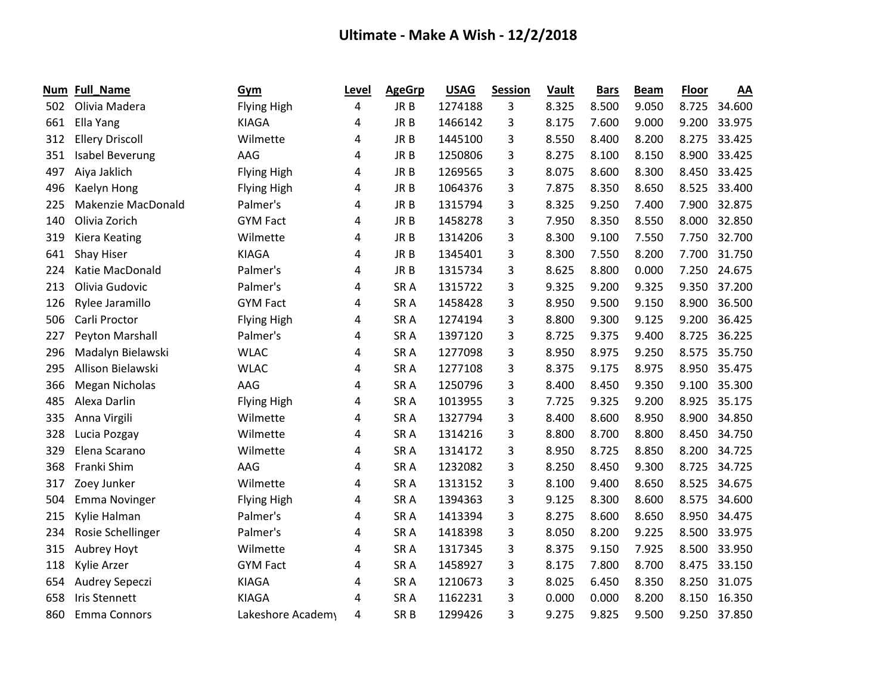# Ultimate - Make A Wish - 12/2/2018

| Num | Full_Name | Gym | Level | AgeGrp | USAG | Session | Vault | Bars | Beam | Floor | AA |
|---|---|---|---|---|---|---|---|---|---|---|---|
| 502 | Olivia Madera | Flying High | 4 | JR B | 1274188 | 3 | 8.325 | 8.500 | 9.050 | 8.725 | 34.600 |
| 661 | Ella Yang | KIAGA | 4 | JR B | 1466142 | 3 | 8.175 | 7.600 | 9.000 | 9.200 | 33.975 |
| 312 | Ellery Driscoll | Wilmette | 4 | JR B | 1445100 | 3 | 8.550 | 8.400 | 8.200 | 8.275 | 33.425 |
| 351 | Isabel Beverung | AAG | 4 | JR B | 1250806 | 3 | 8.275 | 8.100 | 8.150 | 8.900 | 33.425 |
| 497 | Aiya Jaklich | Flying High | 4 | JR B | 1269565 | 3 | 8.075 | 8.600 | 8.300 | 8.450 | 33.425 |
| 496 | Kaelyn Hong | Flying High | 4 | JR B | 1064376 | 3 | 7.875 | 8.350 | 8.650 | 8.525 | 33.400 |
| 225 | Makenzie MacDonald | Palmer's | 4 | JR B | 1315794 | 3 | 8.325 | 9.250 | 7.400 | 7.900 | 32.875 |
| 140 | Olivia Zorich | GYM Fact | 4 | JR B | 1458278 | 3 | 7.950 | 8.350 | 8.550 | 8.000 | 32.850 |
| 319 | Kiera Keating | Wilmette | 4 | JR B | 1314206 | 3 | 8.300 | 9.100 | 7.550 | 7.750 | 32.700 |
| 641 | Shay Hiser | KIAGA | 4 | JR B | 1345401 | 3 | 8.300 | 7.550 | 8.200 | 7.700 | 31.750 |
| 224 | Katie MacDonald | Palmer's | 4 | JR B | 1315734 | 3 | 8.625 | 8.800 | 0.000 | 7.250 | 24.675 |
| 213 | Olivia Gudovic | Palmer's | 4 | SR A | 1315722 | 3 | 9.325 | 9.200 | 9.325 | 9.350 | 37.200 |
| 126 | Rylee Jaramillo | GYM Fact | 4 | SR A | 1458428 | 3 | 8.950 | 9.500 | 9.150 | 8.900 | 36.500 |
| 506 | Carli Proctor | Flying High | 4 | SR A | 1274194 | 3 | 8.800 | 9.300 | 9.125 | 9.200 | 36.425 |
| 227 | Peyton Marshall | Palmer's | 4 | SR A | 1397120 | 3 | 8.725 | 9.375 | 9.400 | 8.725 | 36.225 |
| 296 | Madalyn Bielawski | WLAC | 4 | SR A | 1277098 | 3 | 8.950 | 8.975 | 9.250 | 8.575 | 35.750 |
| 295 | Allison Bielawski | WLAC | 4 | SR A | 1277108 | 3 | 8.375 | 9.175 | 8.975 | 8.950 | 35.475 |
| 366 | Megan Nicholas | AAG | 4 | SR A | 1250796 | 3 | 8.400 | 8.450 | 9.350 | 9.100 | 35.300 |
| 485 | Alexa Darlin | Flying High | 4 | SR A | 1013955 | 3 | 7.725 | 9.325 | 9.200 | 8.925 | 35.175 |
| 335 | Anna Virgili | Wilmette | 4 | SR A | 1327794 | 3 | 8.400 | 8.600 | 8.950 | 8.900 | 34.850 |
| 328 | Lucia Pozgay | Wilmette | 4 | SR A | 1314216 | 3 | 8.800 | 8.700 | 8.800 | 8.450 | 34.750 |
| 329 | Elena Scarano | Wilmette | 4 | SR A | 1314172 | 3 | 8.950 | 8.725 | 8.850 | 8.200 | 34.725 |
| 368 | Franki Shim | AAG | 4 | SR A | 1232082 | 3 | 8.250 | 8.450 | 9.300 | 8.725 | 34.725 |
| 317 | Zoey Junker | Wilmette | 4 | SR A | 1313152 | 3 | 8.100 | 9.400 | 8.650 | 8.525 | 34.675 |
| 504 | Emma Novinger | Flying High | 4 | SR A | 1394363 | 3 | 9.125 | 8.300 | 8.600 | 8.575 | 34.600 |
| 215 | Kylie Halman | Palmer's | 4 | SR A | 1413394 | 3 | 8.275 | 8.600 | 8.650 | 8.950 | 34.475 |
| 234 | Rosie Schellinger | Palmer's | 4 | SR A | 1418398 | 3 | 8.050 | 8.200 | 9.225 | 8.500 | 33.975 |
| 315 | Aubrey Hoyt | Wilmette | 4 | SR A | 1317345 | 3 | 8.375 | 9.150 | 7.925 | 8.500 | 33.950 |
| 118 | Kylie Arzer | GYM Fact | 4 | SR A | 1458927 | 3 | 8.175 | 7.800 | 8.700 | 8.475 | 33.150 |
| 654 | Audrey Sepeczi | KIAGA | 4 | SR A | 1210673 | 3 | 8.025 | 6.450 | 8.350 | 8.250 | 31.075 |
| 658 | Iris Stennett | KIAGA | 4 | SR A | 1162231 | 3 | 0.000 | 0.000 | 8.200 | 8.150 | 16.350 |
| 860 | Emma Connors | Lakeshore Academy | 4 | SR B | 1299426 | 3 | 9.275 | 9.825 | 9.500 | 9.250 | 37.850 |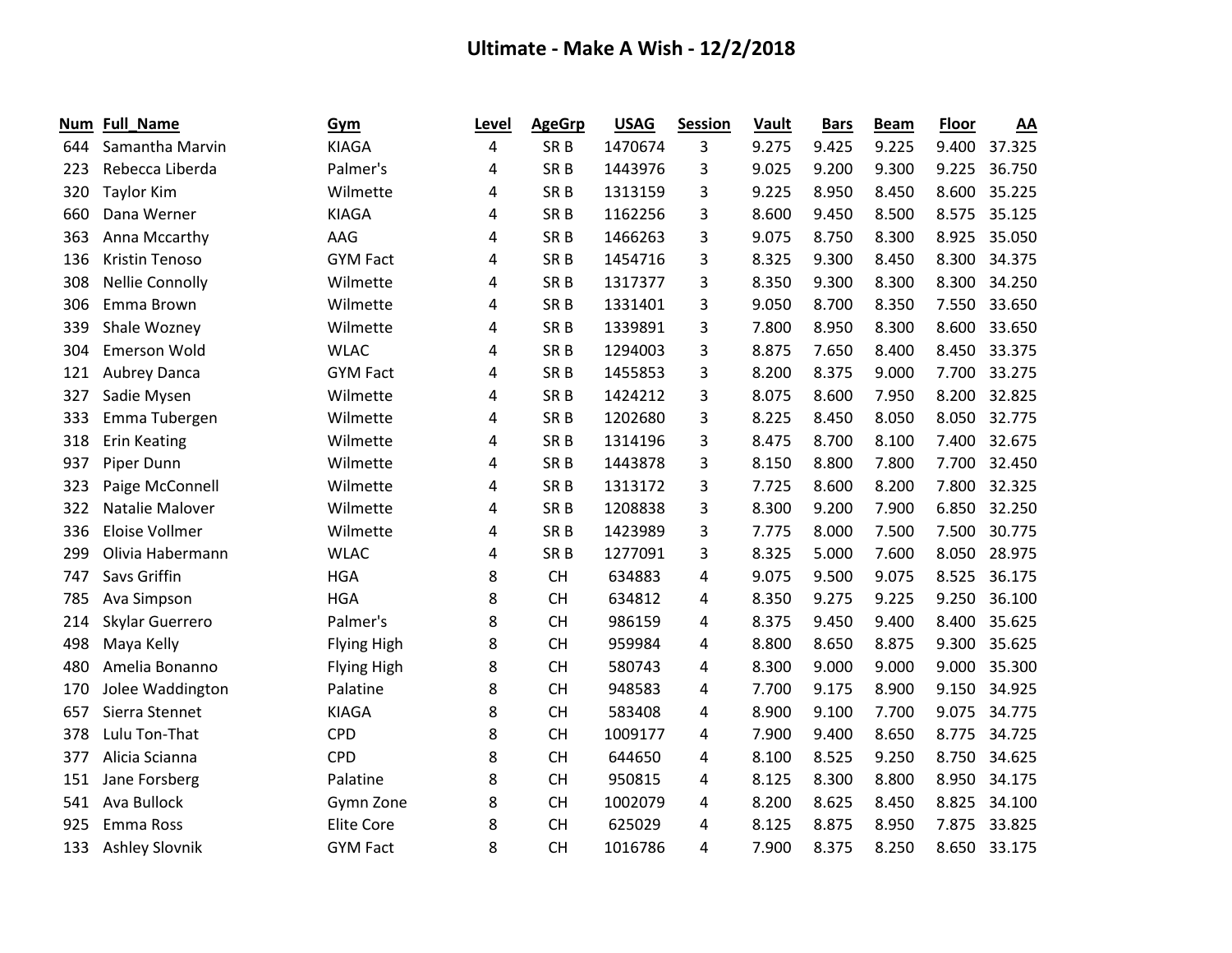# Ultimate - Make A Wish - 12/2/2018

| Num | Full_Name | Gym | Level | AgeGrp | USAG | Session | Vault | Bars | Beam | Floor | AA |
|---|---|---|---|---|---|---|---|---|---|---|---|
| 644 | Samantha Marvin | KIAGA | 4 | SR B | 1470674 | 3 | 9.275 | 9.425 | 9.225 | 9.400 | 37.325 |
| 223 | Rebecca Liberda | Palmer's | 4 | SR B | 1443976 | 3 | 9.025 | 9.200 | 9.300 | 9.225 | 36.750 |
| 320 | Taylor Kim | Wilmette | 4 | SR B | 1313159 | 3 | 9.225 | 8.950 | 8.450 | 8.600 | 35.225 |
| 660 | Dana Werner | KIAGA | 4 | SR B | 1162256 | 3 | 8.600 | 9.450 | 8.500 | 8.575 | 35.125 |
| 363 | Anna Mccarthy | AAG | 4 | SR B | 1466263 | 3 | 9.075 | 8.750 | 8.300 | 8.925 | 35.050 |
| 136 | Kristin Tenoso | GYM Fact | 4 | SR B | 1454716 | 3 | 8.325 | 9.300 | 8.450 | 8.300 | 34.375 |
| 308 | Nellie Connolly | Wilmette | 4 | SR B | 1317377 | 3 | 8.350 | 9.300 | 8.300 | 8.300 | 34.250 |
| 306 | Emma Brown | Wilmette | 4 | SR B | 1331401 | 3 | 9.050 | 8.700 | 8.350 | 7.550 | 33.650 |
| 339 | Shale Wozney | Wilmette | 4 | SR B | 1339891 | 3 | 7.800 | 8.950 | 8.300 | 8.600 | 33.650 |
| 304 | Emerson Wold | WLAC | 4 | SR B | 1294003 | 3 | 8.875 | 7.650 | 8.400 | 8.450 | 33.375 |
| 121 | Aubrey Danca | GYM Fact | 4 | SR B | 1455853 | 3 | 8.200 | 8.375 | 9.000 | 7.700 | 33.275 |
| 327 | Sadie Mysen | Wilmette | 4 | SR B | 1424212 | 3 | 8.075 | 8.600 | 7.950 | 8.200 | 32.825 |
| 333 | Emma Tubergen | Wilmette | 4 | SR B | 1202680 | 3 | 8.225 | 8.450 | 8.050 | 8.050 | 32.775 |
| 318 | Erin Keating | Wilmette | 4 | SR B | 1314196 | 3 | 8.475 | 8.700 | 8.100 | 7.400 | 32.675 |
| 937 | Piper Dunn | Wilmette | 4 | SR B | 1443878 | 3 | 8.150 | 8.800 | 7.800 | 7.700 | 32.450 |
| 323 | Paige McConnell | Wilmette | 4 | SR B | 1313172 | 3 | 7.725 | 8.600 | 8.200 | 7.800 | 32.325 |
| 322 | Natalie Malover | Wilmette | 4 | SR B | 1208838 | 3 | 8.300 | 9.200 | 7.900 | 6.850 | 32.250 |
| 336 | Eloise Vollmer | Wilmette | 4 | SR B | 1423989 | 3 | 7.775 | 8.000 | 7.500 | 7.500 | 30.775 |
| 299 | Olivia Habermann | WLAC | 4 | SR B | 1277091 | 3 | 8.325 | 5.000 | 7.600 | 8.050 | 28.975 |
| 747 | Savs Griffin | HGA | 8 | CH | 634883 | 4 | 9.075 | 9.500 | 9.075 | 8.525 | 36.175 |
| 785 | Ava Simpson | HGA | 8 | CH | 634812 | 4 | 8.350 | 9.275 | 9.225 | 9.250 | 36.100 |
| 214 | Skylar Guerrero | Palmer's | 8 | CH | 986159 | 4 | 8.375 | 9.450 | 9.400 | 8.400 | 35.625 |
| 498 | Maya Kelly | Flying High | 8 | CH | 959984 | 4 | 8.800 | 8.650 | 8.875 | 9.300 | 35.625 |
| 480 | Amelia Bonanno | Flying High | 8 | CH | 580743 | 4 | 8.300 | 9.000 | 9.000 | 9.000 | 35.300 |
| 170 | Jolee Waddington | Palatine | 8 | CH | 948583 | 4 | 7.700 | 9.175 | 8.900 | 9.150 | 34.925 |
| 657 | Sierra Stennet | KIAGA | 8 | CH | 583408 | 4 | 8.900 | 9.100 | 7.700 | 9.075 | 34.775 |
| 378 | Lulu Ton-That | CPD | 8 | CH | 1009177 | 4 | 7.900 | 9.400 | 8.650 | 8.775 | 34.725 |
| 377 | Alicia Scianna | CPD | 8 | CH | 644650 | 4 | 8.100 | 8.525 | 9.250 | 8.750 | 34.625 |
| 151 | Jane Forsberg | Palatine | 8 | CH | 950815 | 4 | 8.125 | 8.300 | 8.800 | 8.950 | 34.175 |
| 541 | Ava Bullock | Gymn Zone | 8 | CH | 1002079 | 4 | 8.200 | 8.625 | 8.450 | 8.825 | 34.100 |
| 925 | Emma Ross | Elite Core | 8 | CH | 625029 | 4 | 8.125 | 8.875 | 8.950 | 7.875 | 33.825 |
| 133 | Ashley Slovnik | GYM Fact | 8 | CH | 1016786 | 4 | 7.900 | 8.375 | 8.250 | 8.650 | 33.175 |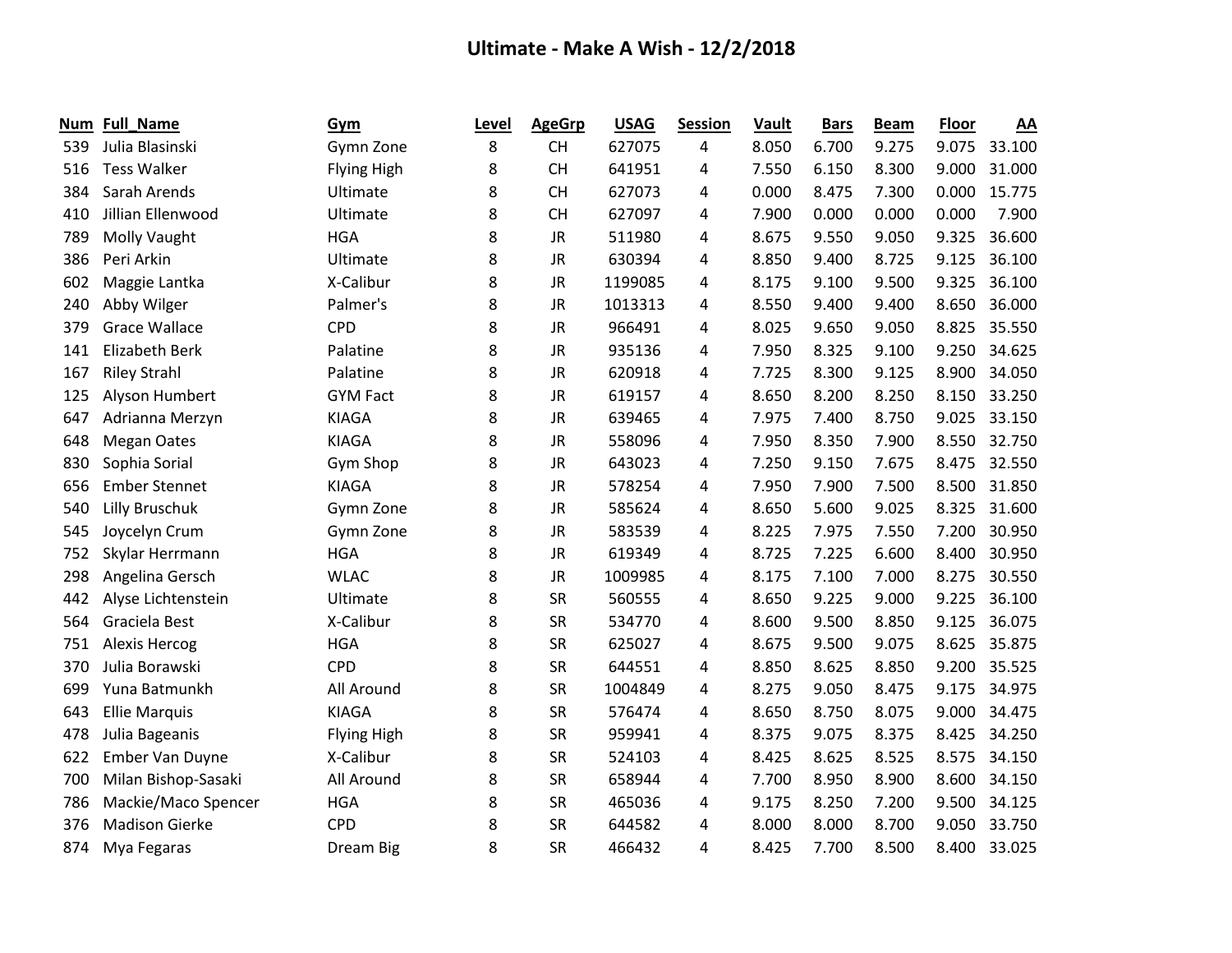# Ultimate - Make A Wish - 12/2/2018

| Num | Full_Name | Gym | Level | AgeGrp | USAG | Session | Vault | Bars | Beam | Floor | AA |
|---|---|---|---|---|---|---|---|---|---|---|---|
| 539 | Julia Blasinski | Gymn Zone | 8 | CH | 627075 | 4 | 8.050 | 6.700 | 9.275 | 9.075 | 33.100 |
| 516 | Tess Walker | Flying High | 8 | CH | 641951 | 4 | 7.550 | 6.150 | 8.300 | 9.000 | 31.000 |
| 384 | Sarah Arends | Ultimate | 8 | CH | 627073 | 4 | 0.000 | 8.475 | 7.300 | 0.000 | 15.775 |
| 410 | Jillian Ellenwood | Ultimate | 8 | CH | 627097 | 4 | 7.900 | 0.000 | 0.000 | 0.000 | 7.900 |
| 789 | Molly Vaught | HGA | 8 | JR | 511980 | 4 | 8.675 | 9.550 | 9.050 | 9.325 | 36.600 |
| 386 | Peri Arkin | Ultimate | 8 | JR | 630394 | 4 | 8.850 | 9.400 | 8.725 | 9.125 | 36.100 |
| 602 | Maggie Lantka | X-Calibur | 8 | JR | 1199085 | 4 | 8.175 | 9.100 | 9.500 | 9.325 | 36.100 |
| 240 | Abby Wilger | Palmer's | 8 | JR | 1013313 | 4 | 8.550 | 9.400 | 9.400 | 8.650 | 36.000 |
| 379 | Grace Wallace | CPD | 8 | JR | 966491 | 4 | 8.025 | 9.650 | 9.050 | 8.825 | 35.550 |
| 141 | Elizabeth Berk | Palatine | 8 | JR | 935136 | 4 | 7.950 | 8.325 | 9.100 | 9.250 | 34.625 |
| 167 | Riley Strahl | Palatine | 8 | JR | 620918 | 4 | 7.725 | 8.300 | 9.125 | 8.900 | 34.050 |
| 125 | Alyson Humbert | GYM Fact | 8 | JR | 619157 | 4 | 8.650 | 8.200 | 8.250 | 8.150 | 33.250 |
| 647 | Adrianna Merzyn | KIAGA | 8 | JR | 639465 | 4 | 7.975 | 7.400 | 8.750 | 9.025 | 33.150 |
| 648 | Megan Oates | KIAGA | 8 | JR | 558096 | 4 | 7.950 | 8.350 | 7.900 | 8.550 | 32.750 |
| 830 | Sophia Sorial | Gym Shop | 8 | JR | 643023 | 4 | 7.250 | 9.150 | 7.675 | 8.475 | 32.550 |
| 656 | Ember Stennet | KIAGA | 8 | JR | 578254 | 4 | 7.950 | 7.900 | 7.500 | 8.500 | 31.850 |
| 540 | Lilly Bruschuk | Gymn Zone | 8 | JR | 585624 | 4 | 8.650 | 5.600 | 9.025 | 8.325 | 31.600 |
| 545 | Joycelyn Crum | Gymn Zone | 8 | JR | 583539 | 4 | 8.225 | 7.975 | 7.550 | 7.200 | 30.950 |
| 752 | Skylar Herrmann | HGA | 8 | JR | 619349 | 4 | 8.725 | 7.225 | 6.600 | 8.400 | 30.950 |
| 298 | Angelina Gersch | WLAC | 8 | JR | 1009985 | 4 | 8.175 | 7.100 | 7.000 | 8.275 | 30.550 |
| 442 | Alyse Lichtenstein | Ultimate | 8 | SR | 560555 | 4 | 8.650 | 9.225 | 9.000 | 9.225 | 36.100 |
| 564 | Graciela Best | X-Calibur | 8 | SR | 534770 | 4 | 8.600 | 9.500 | 8.850 | 9.125 | 36.075 |
| 751 | Alexis Hercog | HGA | 8 | SR | 625027 | 4 | 8.675 | 9.500 | 9.075 | 8.625 | 35.875 |
| 370 | Julia Borawski | CPD | 8 | SR | 644551 | 4 | 8.850 | 8.625 | 8.850 | 9.200 | 35.525 |
| 699 | Yuna Batmunkh | All Around | 8 | SR | 1004849 | 4 | 8.275 | 9.050 | 8.475 | 9.175 | 34.975 |
| 643 | Ellie Marquis | KIAGA | 8 | SR | 576474 | 4 | 8.650 | 8.750 | 8.075 | 9.000 | 34.475 |
| 478 | Julia Bageanis | Flying High | 8 | SR | 959941 | 4 | 8.375 | 9.075 | 8.375 | 8.425 | 34.250 |
| 622 | Ember Van Duyne | X-Calibur | 8 | SR | 524103 | 4 | 8.425 | 8.625 | 8.525 | 8.575 | 34.150 |
| 700 | Milan Bishop-Sasaki | All Around | 8 | SR | 658944 | 4 | 7.700 | 8.950 | 8.900 | 8.600 | 34.150 |
| 786 | Mackie/Maco Spencer | HGA | 8 | SR | 465036 | 4 | 9.175 | 8.250 | 7.200 | 9.500 | 34.125 |
| 376 | Madison Gierke | CPD | 8 | SR | 644582 | 4 | 8.000 | 8.000 | 8.700 | 9.050 | 33.750 |
| 874 | Mya Fegaras | Dream Big | 8 | SR | 466432 | 4 | 8.425 | 7.700 | 8.500 | 8.400 | 33.025 |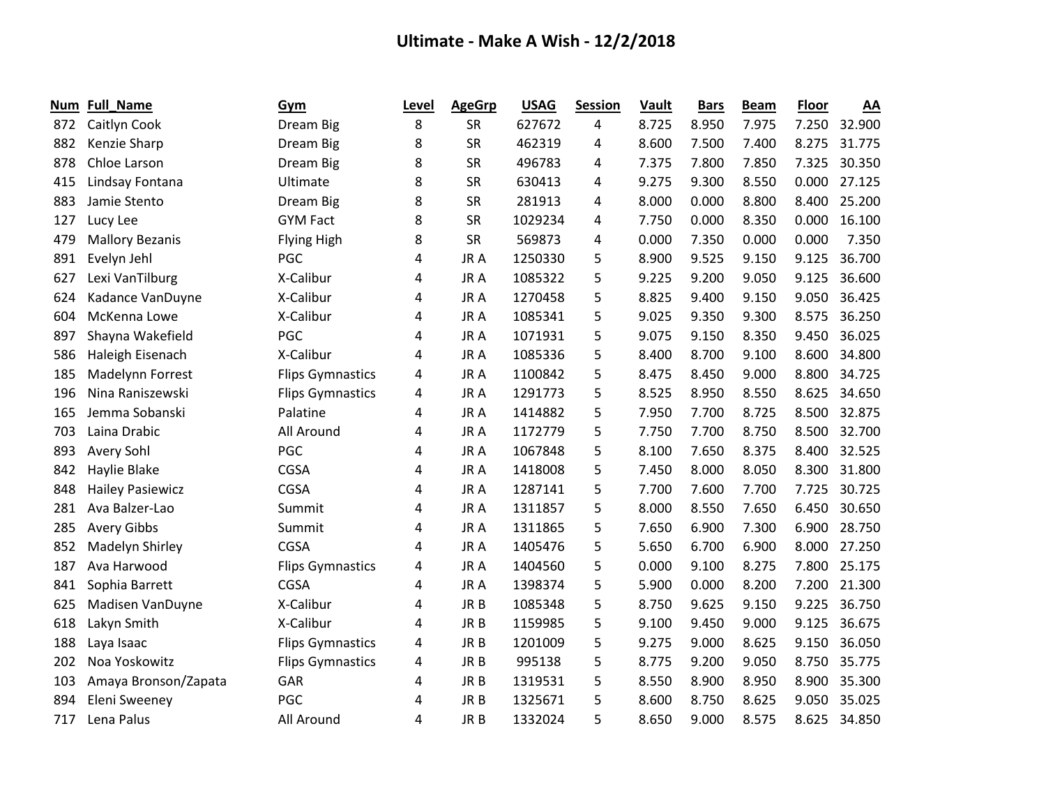# Ultimate - Make A Wish - 12/2/2018

| Num | Full_Name | Gym | Level | AgeGrp | USAG | Session | Vault | Bars | Beam | Floor | AA |
|---|---|---|---|---|---|---|---|---|---|---|---|
| 872 | Caitlyn Cook | Dream Big | 8 | SR | 627672 | 4 | 8.725 | 8.950 | 7.975 | 7.250 | 32.900 |
| 882 | Kenzie Sharp | Dream Big | 8 | SR | 462319 | 4 | 8.600 | 7.500 | 7.400 | 8.275 | 31.775 |
| 878 | Chloe Larson | Dream Big | 8 | SR | 496783 | 4 | 7.375 | 7.800 | 7.850 | 7.325 | 30.350 |
| 415 | Lindsay Fontana | Ultimate | 8 | SR | 630413 | 4 | 9.275 | 9.300 | 8.550 | 0.000 | 27.125 |
| 883 | Jamie Stento | Dream Big | 8 | SR | 281913 | 4 | 8.000 | 0.000 | 8.800 | 8.400 | 25.200 |
| 127 | Lucy Lee | GYM Fact | 8 | SR | 1029234 | 4 | 7.750 | 0.000 | 8.350 | 0.000 | 16.100 |
| 479 | Mallory Bezanis | Flying High | 8 | SR | 569873 | 4 | 0.000 | 7.350 | 0.000 | 0.000 | 7.350 |
| 891 | Evelyn Jehl | PGC | 4 | JR A | 1250330 | 5 | 8.900 | 9.525 | 9.150 | 9.125 | 36.700 |
| 627 | Lexi VanTilburg | X-Calibur | 4 | JR A | 1085322 | 5 | 9.225 | 9.200 | 9.050 | 9.125 | 36.600 |
| 624 | Kadance VanDuyne | X-Calibur | 4 | JR A | 1270458 | 5 | 8.825 | 9.400 | 9.150 | 9.050 | 36.425 |
| 604 | McKenna Lowe | X-Calibur | 4 | JR A | 1085341 | 5 | 9.025 | 9.350 | 9.300 | 8.575 | 36.250 |
| 897 | Shayna Wakefield | PGC | 4 | JR A | 1071931 | 5 | 9.075 | 9.150 | 8.350 | 9.450 | 36.025 |
| 586 | Haleigh Eisenach | X-Calibur | 4 | JR A | 1085336 | 5 | 8.400 | 8.700 | 9.100 | 8.600 | 34.800 |
| 185 | Madelynn Forrest | Flips Gymnastics | 4 | JR A | 1100842 | 5 | 8.475 | 8.450 | 9.000 | 8.800 | 34.725 |
| 196 | Nina Raniszewski | Flips Gymnastics | 4 | JR A | 1291773 | 5 | 8.525 | 8.950 | 8.550 | 8.625 | 34.650 |
| 165 | Jemma Sobanski | Palatine | 4 | JR A | 1414882 | 5 | 7.950 | 7.700 | 8.725 | 8.500 | 32.875 |
| 703 | Laina Drabic | All Around | 4 | JR A | 1172779 | 5 | 7.750 | 7.700 | 8.750 | 8.500 | 32.700 |
| 893 | Avery Sohl | PGC | 4 | JR A | 1067848 | 5 | 8.100 | 7.650 | 8.375 | 8.400 | 32.525 |
| 842 | Haylie Blake | CGSA | 4 | JR A | 1418008 | 5 | 7.450 | 8.000 | 8.050 | 8.300 | 31.800 |
| 848 | Hailey Pasiewicz | CGSA | 4 | JR A | 1287141 | 5 | 7.700 | 7.600 | 7.700 | 7.725 | 30.725 |
| 281 | Ava Balzer-Lao | Summit | 4 | JR A | 1311857 | 5 | 8.000 | 8.550 | 7.650 | 6.450 | 30.650 |
| 285 | Avery Gibbs | Summit | 4 | JR A | 1311865 | 5 | 7.650 | 6.900 | 7.300 | 6.900 | 28.750 |
| 852 | Madelyn Shirley | CGSA | 4 | JR A | 1405476 | 5 | 5.650 | 6.700 | 6.900 | 8.000 | 27.250 |
| 187 | Ava Harwood | Flips Gymnastics | 4 | JR A | 1404560 | 5 | 0.000 | 9.100 | 8.275 | 7.800 | 25.175 |
| 841 | Sophia Barrett | CGSA | 4 | JR A | 1398374 | 5 | 5.900 | 0.000 | 8.200 | 7.200 | 21.300 |
| 625 | Madisen VanDuyne | X-Calibur | 4 | JR B | 1085348 | 5 | 8.750 | 9.625 | 9.150 | 9.225 | 36.750 |
| 618 | Lakyn Smith | X-Calibur | 4 | JR B | 1159985 | 5 | 9.100 | 9.450 | 9.000 | 9.125 | 36.675 |
| 188 | Laya Isaac | Flips Gymnastics | 4 | JR B | 1201009 | 5 | 9.275 | 9.000 | 8.625 | 9.150 | 36.050 |
| 202 | Noa Yoskowitz | Flips Gymnastics | 4 | JR B | 995138 | 5 | 8.775 | 9.200 | 9.050 | 8.750 | 35.775 |
| 103 | Amaya Bronson/Zapata | GAR | 4 | JR B | 1319531 | 5 | 8.550 | 8.900 | 8.950 | 8.900 | 35.300 |
| 894 | Eleni Sweeney | PGC | 4 | JR B | 1325671 | 5 | 8.600 | 8.750 | 8.625 | 9.050 | 35.025 |
| 717 | Lena Palus | All Around | 4 | JR B | 1332024 | 5 | 8.650 | 9.000 | 8.575 | 8.625 | 34.850 |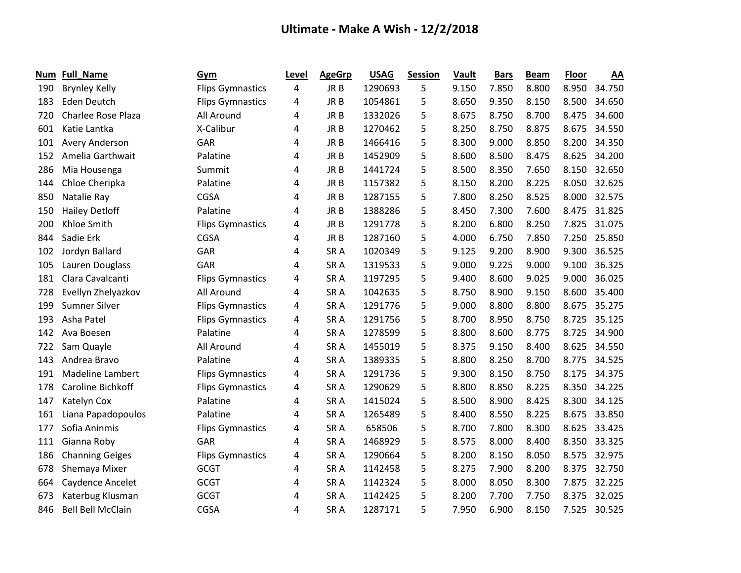# Ultimate - Make A Wish - 12/2/2018

| Num | Full_Name | Gym | Level | AgeGrp | USAG | Session | Vault | Bars | Beam | Floor | AA |
|---|---|---|---|---|---|---|---|---|---|---|---|
| 190 | Brynley Kelly | Flips Gymnastics | 4 | JR B | 1290693 | 5 | 9.150 | 7.850 | 8.800 | 8.950 | 34.750 |
| 183 | Eden Deutch | Flips Gymnastics | 4 | JR B | 1054861 | 5 | 8.650 | 9.350 | 8.150 | 8.500 | 34.650 |
| 720 | Charlee Rose Plaza | All Around | 4 | JR B | 1332026 | 5 | 8.675 | 8.750 | 8.700 | 8.475 | 34.600 |
| 601 | Katie Lantka | X-Calibur | 4 | JR B | 1270462 | 5 | 8.250 | 8.750 | 8.875 | 8.675 | 34.550 |
| 101 | Avery Anderson | GAR | 4 | JR B | 1466416 | 5 | 8.300 | 9.000 | 8.850 | 8.200 | 34.350 |
| 152 | Amelia Garthwait | Palatine | 4 | JR B | 1452909 | 5 | 8.600 | 8.500 | 8.475 | 8.625 | 34.200 |
| 286 | Mia Housenga | Summit | 4 | JR B | 1441724 | 5 | 8.500 | 8.350 | 7.650 | 8.150 | 32.650 |
| 144 | Chloe Cheripka | Palatine | 4 | JR B | 1157382 | 5 | 8.150 | 8.200 | 8.225 | 8.050 | 32.625 |
| 850 | Natalie Ray | CGSA | 4 | JR B | 1287155 | 5 | 7.800 | 8.250 | 8.525 | 8.000 | 32.575 |
| 150 | Hailey Detloff | Palatine | 4 | JR B | 1388286 | 5 | 8.450 | 7.300 | 7.600 | 8.475 | 31.825 |
| 200 | Khloe Smith | Flips Gymnastics | 4 | JR B | 1291778 | 5 | 8.200 | 6.800 | 8.250 | 7.825 | 31.075 |
| 844 | Sadie Erk | CGSA | 4 | JR B | 1287160 | 5 | 4.000 | 6.750 | 7.850 | 7.250 | 25.850 |
| 102 | Jordyn Ballard | GAR | 4 | SR A | 1020349 | 5 | 9.125 | 9.200 | 8.900 | 9.300 | 36.525 |
| 105 | Lauren Douglass | GAR | 4 | SR A | 1319533 | 5 | 9.000 | 9.225 | 9.000 | 9.100 | 36.325 |
| 181 | Clara Cavalcanti | Flips Gymnastics | 4 | SR A | 1197295 | 5 | 9.400 | 8.600 | 9.025 | 9.000 | 36.025 |
| 728 | Evellyn Zhelyazkov | All Around | 4 | SR A | 1042635 | 5 | 8.750 | 8.900 | 9.150 | 8.600 | 35.400 |
| 199 | Sumner Silver | Flips Gymnastics | 4 | SR A | 1291776 | 5 | 9.000 | 8.800 | 8.800 | 8.675 | 35.275 |
| 193 | Asha Patel | Flips Gymnastics | 4 | SR A | 1291756 | 5 | 8.700 | 8.950 | 8.750 | 8.725 | 35.125 |
| 142 | Ava Boesen | Palatine | 4 | SR A | 1278599 | 5 | 8.800 | 8.600 | 8.775 | 8.725 | 34.900 |
| 722 | Sam Quayle | All Around | 4 | SR A | 1455019 | 5 | 8.375 | 9.150 | 8.400 | 8.625 | 34.550 |
| 143 | Andrea Bravo | Palatine | 4 | SR A | 1389335 | 5 | 8.800 | 8.250 | 8.700 | 8.775 | 34.525 |
| 191 | Madeline Lambert | Flips Gymnastics | 4 | SR A | 1291736 | 5 | 9.300 | 8.150 | 8.750 | 8.175 | 34.375 |
| 178 | Caroline Bichkoff | Flips Gymnastics | 4 | SR A | 1290629 | 5 | 8.800 | 8.850 | 8.225 | 8.350 | 34.225 |
| 147 | Katelyn Cox | Palatine | 4 | SR A | 1415024 | 5 | 8.500 | 8.900 | 8.425 | 8.300 | 34.125 |
| 161 | Liana Papadopoulos | Palatine | 4 | SR A | 1265489 | 5 | 8.400 | 8.550 | 8.225 | 8.675 | 33.850 |
| 177 | Sofia Aninmis | Flips Gymnastics | 4 | SR A | 658506 | 5 | 8.700 | 7.800 | 8.300 | 8.625 | 33.425 |
| 111 | Gianna Roby | GAR | 4 | SR A | 1468929 | 5 | 8.575 | 8.000 | 8.400 | 8.350 | 33.325 |
| 186 | Channing Geiges | Flips Gymnastics | 4 | SR A | 1290664 | 5 | 8.200 | 8.150 | 8.050 | 8.575 | 32.975 |
| 678 | Shemaya Mixer | GCGT | 4 | SR A | 1142458 | 5 | 8.275 | 7.900 | 8.200 | 8.375 | 32.750 |
| 664 | Caydence Ancelet | GCGT | 4 | SR A | 1142324 | 5 | 8.000 | 8.050 | 8.300 | 7.875 | 32.225 |
| 673 | Katerbug Klusman | GCGT | 4 | SR A | 1142425 | 5 | 8.200 | 7.700 | 7.750 | 8.375 | 32.025 |
| 846 | Bell Bell McClain | CGSA | 4 | SR A | 1287171 | 5 | 7.950 | 6.900 | 8.150 | 7.525 | 30.525 |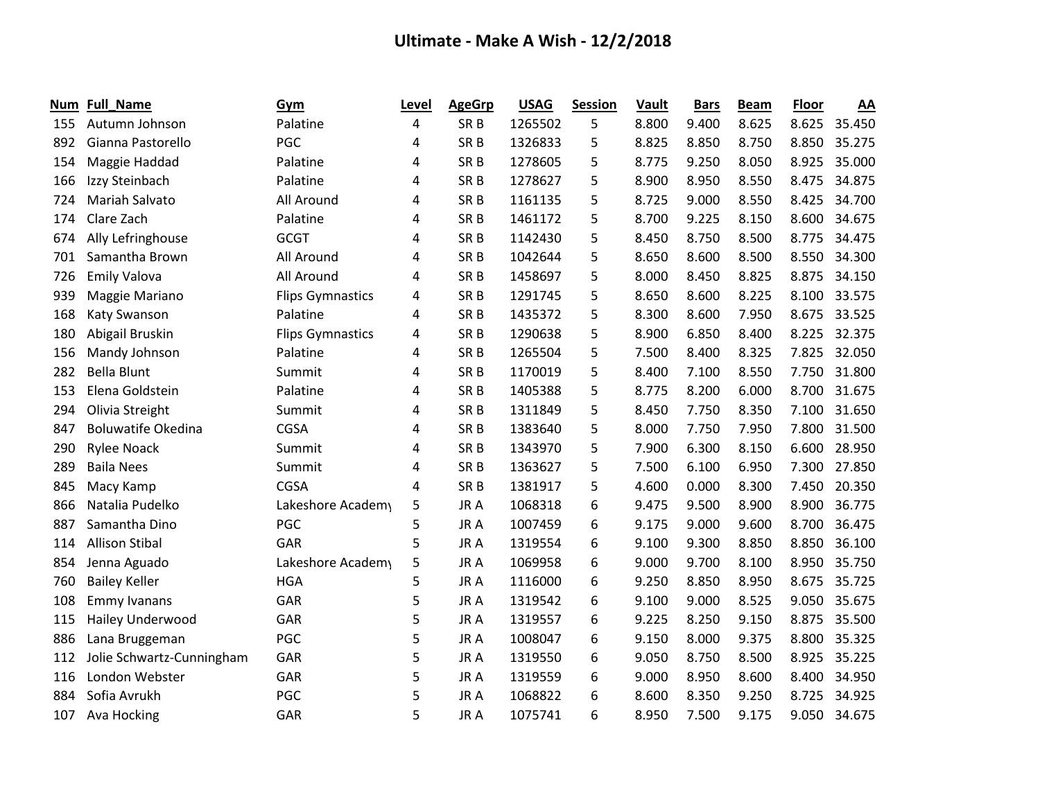# Ultimate - Make A Wish - 12/2/2018

| Num | Full_Name | Gym | Level | AgeGrp | USAG | Session | Vault | Bars | Beam | Floor | AA |
|---|---|---|---|---|---|---|---|---|---|---|---|
| 155 | Autumn Johnson | Palatine | 4 | SR B | 1265502 | 5 | 8.800 | 9.400 | 8.625 | 8.625 | 35.450 |
| 892 | Gianna Pastorello | PGC | 4 | SR B | 1326833 | 5 | 8.825 | 8.850 | 8.750 | 8.850 | 35.275 |
| 154 | Maggie Haddad | Palatine | 4 | SR B | 1278605 | 5 | 8.775 | 9.250 | 8.050 | 8.925 | 35.000 |
| 166 | Izzy Steinbach | Palatine | 4 | SR B | 1278627 | 5 | 8.900 | 8.950 | 8.550 | 8.475 | 34.875 |
| 724 | Mariah Salvato | All Around | 4 | SR B | 1161135 | 5 | 8.725 | 9.000 | 8.550 | 8.425 | 34.700 |
| 174 | Clare Zach | Palatine | 4 | SR B | 1461172 | 5 | 8.700 | 9.225 | 8.150 | 8.600 | 34.675 |
| 674 | Ally Lefringhouse | GCGT | 4 | SR B | 1142430 | 5 | 8.450 | 8.750 | 8.500 | 8.775 | 34.475 |
| 701 | Samantha Brown | All Around | 4 | SR B | 1042644 | 5 | 8.650 | 8.600 | 8.500 | 8.550 | 34.300 |
| 726 | Emily Valova | All Around | 4 | SR B | 1458697 | 5 | 8.000 | 8.450 | 8.825 | 8.875 | 34.150 |
| 939 | Maggie Mariano | Flips Gymnastics | 4 | SR B | 1291745 | 5 | 8.650 | 8.600 | 8.225 | 8.100 | 33.575 |
| 168 | Katy Swanson | Palatine | 4 | SR B | 1435372 | 5 | 8.300 | 8.600 | 7.950 | 8.675 | 33.525 |
| 180 | Abigail Bruskin | Flips Gymnastics | 4 | SR B | 1290638 | 5 | 8.900 | 6.850 | 8.400 | 8.225 | 32.375 |
| 156 | Mandy Johnson | Palatine | 4 | SR B | 1265504 | 5 | 7.500 | 8.400 | 8.325 | 7.825 | 32.050 |
| 282 | Bella Blunt | Summit | 4 | SR B | 1170019 | 5 | 8.400 | 7.100 | 8.550 | 7.750 | 31.800 |
| 153 | Elena Goldstein | Palatine | 4 | SR B | 1405388 | 5 | 8.775 | 8.200 | 6.000 | 8.700 | 31.675 |
| 294 | Olivia Streight | Summit | 4 | SR B | 1311849 | 5 | 8.450 | 7.750 | 8.350 | 7.100 | 31.650 |
| 847 | Boluwatife Okedina | CGSA | 4 | SR B | 1383640 | 5 | 8.000 | 7.750 | 7.950 | 7.800 | 31.500 |
| 290 | Rylee Noack | Summit | 4 | SR B | 1343970 | 5 | 7.900 | 6.300 | 8.150 | 6.600 | 28.950 |
| 289 | Baila Nees | Summit | 4 | SR B | 1363627 | 5 | 7.500 | 6.100 | 6.950 | 7.300 | 27.850 |
| 845 | Macy Kamp | CGSA | 4 | SR B | 1381917 | 5 | 4.600 | 0.000 | 8.300 | 7.450 | 20.350 |
| 866 | Natalia Pudelko | Lakeshore Academy | 5 | JR A | 1068318 | 6 | 9.475 | 9.500 | 8.900 | 8.900 | 36.775 |
| 887 | Samantha Dino | PGC | 5 | JR A | 1007459 | 6 | 9.175 | 9.000 | 9.600 | 8.700 | 36.475 |
| 114 | Allison Stibal | GAR | 5 | JR A | 1319554 | 6 | 9.100 | 9.300 | 8.850 | 8.850 | 36.100 |
| 854 | Jenna Aguado | Lakeshore Academy | 5 | JR A | 1069958 | 6 | 9.000 | 9.700 | 8.100 | 8.950 | 35.750 |
| 760 | Bailey Keller | HGA | 5 | JR A | 1116000 | 6 | 9.250 | 8.850 | 8.950 | 8.675 | 35.725 |
| 108 | Emmy Ivanans | GAR | 5 | JR A | 1319542 | 6 | 9.100 | 9.000 | 8.525 | 9.050 | 35.675 |
| 115 | Hailey Underwood | GAR | 5 | JR A | 1319557 | 6 | 9.225 | 8.250 | 9.150 | 8.875 | 35.500 |
| 886 | Lana Bruggeman | PGC | 5 | JR A | 1008047 | 6 | 9.150 | 8.000 | 9.375 | 8.800 | 35.325 |
| 112 | Jolie Schwartz-Cunningham | GAR | 5 | JR A | 1319550 | 6 | 9.050 | 8.750 | 8.500 | 8.925 | 35.225 |
| 116 | London Webster | GAR | 5 | JR A | 1319559 | 6 | 9.000 | 8.950 | 8.600 | 8.400 | 34.950 |
| 884 | Sofia Avrukh | PGC | 5 | JR A | 1068822 | 6 | 8.600 | 8.350 | 9.250 | 8.725 | 34.925 |
| 107 | Ava Hocking | GAR | 5 | JR A | 1075741 | 6 | 8.950 | 7.500 | 9.175 | 9.050 | 34.675 |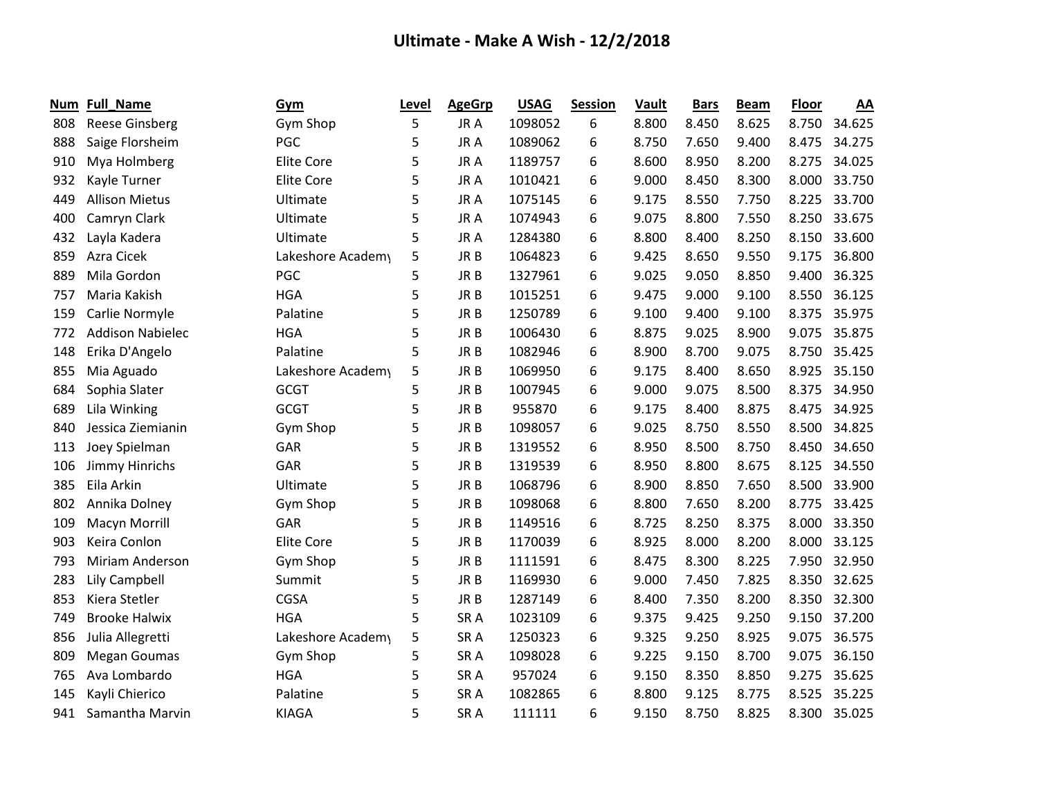# Ultimate - Make A Wish - 12/2/2018

| Num | Full_Name | Gym | Level | AgeGrp | USAG | Session | Vault | Bars | Beam | Floor | AA |
|---|---|---|---|---|---|---|---|---|---|---|---|
| 808 | Reese Ginsberg | Gym Shop | 5 | JR A | 1098052 | 6 | 8.800 | 8.450 | 8.625 | 8.750 | 34.625 |
| 888 | Saige Florsheim | PGC | 5 | JR A | 1089062 | 6 | 8.750 | 7.650 | 9.400 | 8.475 | 34.275 |
| 910 | Mya Holmberg | Elite Core | 5 | JR A | 1189757 | 6 | 8.600 | 8.950 | 8.200 | 8.275 | 34.025 |
| 932 | Kayle Turner | Elite Core | 5 | JR A | 1010421 | 6 | 9.000 | 8.450 | 8.300 | 8.000 | 33.750 |
| 449 | Allison Mietus | Ultimate | 5 | JR A | 1075145 | 6 | 9.175 | 8.550 | 7.750 | 8.225 | 33.700 |
| 400 | Camryn Clark | Ultimate | 5 | JR A | 1074943 | 6 | 9.075 | 8.800 | 7.550 | 8.250 | 33.675 |
| 432 | Layla Kadera | Ultimate | 5 | JR A | 1284380 | 6 | 8.800 | 8.400 | 8.250 | 8.150 | 33.600 |
| 859 | Azra Cicek | Lakeshore Academy | 5 | JR B | 1064823 | 6 | 9.425 | 8.650 | 9.550 | 9.175 | 36.800 |
| 889 | Mila Gordon | PGC | 5 | JR B | 1327961 | 6 | 9.025 | 9.050 | 8.850 | 9.400 | 36.325 |
| 757 | Maria Kakish | HGA | 5 | JR B | 1015251 | 6 | 9.475 | 9.000 | 9.100 | 8.550 | 36.125 |
| 159 | Carlie Normyle | Palatine | 5 | JR B | 1250789 | 6 | 9.100 | 9.400 | 9.100 | 8.375 | 35.975 |
| 772 | Addison Nabielec | HGA | 5 | JR B | 1006430 | 6 | 8.875 | 9.025 | 8.900 | 9.075 | 35.875 |
| 148 | Erika D'Angelo | Palatine | 5 | JR B | 1082946 | 6 | 8.900 | 8.700 | 9.075 | 8.750 | 35.425 |
| 855 | Mia Aguado | Lakeshore Academy | 5 | JR B | 1069950 | 6 | 9.175 | 8.400 | 8.650 | 8.925 | 35.150 |
| 684 | Sophia Slater | GCGT | 5 | JR B | 1007945 | 6 | 9.000 | 9.075 | 8.500 | 8.375 | 34.950 |
| 689 | Lila Winking | GCGT | 5 | JR B | 955870 | 6 | 9.175 | 8.400 | 8.875 | 8.475 | 34.925 |
| 840 | Jessica Ziemianin | Gym Shop | 5 | JR B | 1098057 | 6 | 9.025 | 8.750 | 8.550 | 8.500 | 34.825 |
| 113 | Joey Spielman | GAR | 5 | JR B | 1319552 | 6 | 8.950 | 8.500 | 8.750 | 8.450 | 34.650 |
| 106 | Jimmy Hinrichs | GAR | 5 | JR B | 1319539 | 6 | 8.950 | 8.800 | 8.675 | 8.125 | 34.550 |
| 385 | Eila Arkin | Ultimate | 5 | JR B | 1068796 | 6 | 8.900 | 8.850 | 7.650 | 8.500 | 33.900 |
| 802 | Annika Dolney | Gym Shop | 5 | JR B | 1098068 | 6 | 8.800 | 7.650 | 8.200 | 8.775 | 33.425 |
| 109 | Macyn Morrill | GAR | 5 | JR B | 1149516 | 6 | 8.725 | 8.250 | 8.375 | 8.000 | 33.350 |
| 903 | Keira Conlon | Elite Core | 5 | JR B | 1170039 | 6 | 8.925 | 8.000 | 8.200 | 8.000 | 33.125 |
| 793 | Miriam Anderson | Gym Shop | 5 | JR B | 1111591 | 6 | 8.475 | 8.300 | 8.225 | 7.950 | 32.950 |
| 283 | Lily Campbell | Summit | 5 | JR B | 1169930 | 6 | 9.000 | 7.450 | 7.825 | 8.350 | 32.625 |
| 853 | Kiera Stetler | CGSA | 5 | JR B | 1287149 | 6 | 8.400 | 7.350 | 8.200 | 8.350 | 32.300 |
| 749 | Brooke Halwix | HGA | 5 | SR A | 1023109 | 6 | 9.375 | 9.425 | 9.250 | 9.150 | 37.200 |
| 856 | Julia Allegretti | Lakeshore Academy | 5 | SR A | 1250323 | 6 | 9.325 | 9.250 | 8.925 | 9.075 | 36.575 |
| 809 | Megan Goumas | Gym Shop | 5 | SR A | 1098028 | 6 | 9.225 | 9.150 | 8.700 | 9.075 | 36.150 |
| 765 | Ava Lombardo | HGA | 5 | SR A | 957024 | 6 | 9.150 | 8.350 | 8.850 | 9.275 | 35.625 |
| 145 | Kayli Chierico | Palatine | 5 | SR A | 1082865 | 6 | 8.800 | 9.125 | 8.775 | 8.525 | 35.225 |
| 941 | Samantha Marvin | KIAGA | 5 | SR A | 111111 | 6 | 9.150 | 8.750 | 8.825 | 8.300 | 35.025 |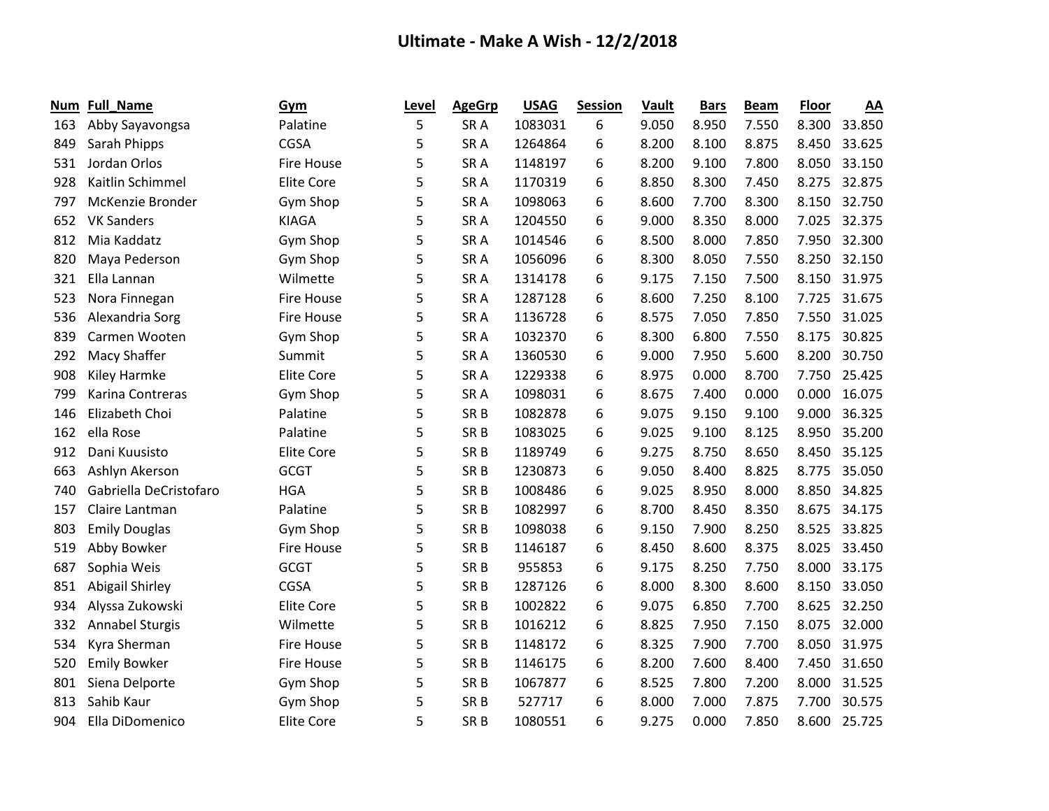# Ultimate - Make A Wish - 12/2/2018

| Num | Full_Name | Gym | Level | AgeGrp | USAG | Session | Vault | Bars | Beam | Floor | AA |
|---|---|---|---|---|---|---|---|---|---|---|---|
| 163 | Abby Sayavongsa | Palatine | 5 | SR A | 1083031 | 6 | 9.050 | 8.950 | 7.550 | 8.300 | 33.850 |
| 849 | Sarah Phipps | CGSA | 5 | SR A | 1264864 | 6 | 8.200 | 8.100 | 8.875 | 8.450 | 33.625 |
| 531 | Jordan Orlos | Fire House | 5 | SR A | 1148197 | 6 | 8.200 | 9.100 | 7.800 | 8.050 | 33.150 |
| 928 | Kaitlin Schimmel | Elite Core | 5 | SR A | 1170319 | 6 | 8.850 | 8.300 | 7.450 | 8.275 | 32.875 |
| 797 | McKenzie Bronder | Gym Shop | 5 | SR A | 1098063 | 6 | 8.600 | 7.700 | 8.300 | 8.150 | 32.750 |
| 652 | VK Sanders | KIAGA | 5 | SR A | 1204550 | 6 | 9.000 | 8.350 | 8.000 | 7.025 | 32.375 |
| 812 | Mia Kaddatz | Gym Shop | 5 | SR A | 1014546 | 6 | 8.500 | 8.000 | 7.850 | 7.950 | 32.300 |
| 820 | Maya Pederson | Gym Shop | 5 | SR A | 1056096 | 6 | 8.300 | 8.050 | 7.550 | 8.250 | 32.150 |
| 321 | Ella Lannan | Wilmette | 5 | SR A | 1314178 | 6 | 9.175 | 7.150 | 7.500 | 8.150 | 31.975 |
| 523 | Nora Finnegan | Fire House | 5 | SR A | 1287128 | 6 | 8.600 | 7.250 | 8.100 | 7.725 | 31.675 |
| 536 | Alexandria Sorg | Fire House | 5 | SR A | 1136728 | 6 | 8.575 | 7.050 | 7.850 | 7.550 | 31.025 |
| 839 | Carmen Wooten | Gym Shop | 5 | SR A | 1032370 | 6 | 8.300 | 6.800 | 7.550 | 8.175 | 30.825 |
| 292 | Macy Shaffer | Summit | 5 | SR A | 1360530 | 6 | 9.000 | 7.950 | 5.600 | 8.200 | 30.750 |
| 908 | Kiley Harmke | Elite Core | 5 | SR A | 1229338 | 6 | 8.975 | 0.000 | 8.700 | 7.750 | 25.425 |
| 799 | Karina Contreras | Gym Shop | 5 | SR A | 1098031 | 6 | 8.675 | 7.400 | 0.000 | 0.000 | 16.075 |
| 146 | Elizabeth Choi | Palatine | 5 | SR B | 1082878 | 6 | 9.075 | 9.150 | 9.100 | 9.000 | 36.325 |
| 162 | ella Rose | Palatine | 5 | SR B | 1083025 | 6 | 9.025 | 9.100 | 8.125 | 8.950 | 35.200 |
| 912 | Dani Kuusisto | Elite Core | 5 | SR B | 1189749 | 6 | 9.275 | 8.750 | 8.650 | 8.450 | 35.125 |
| 663 | Ashlyn Akerson | GCGT | 5 | SR B | 1230873 | 6 | 9.050 | 8.400 | 8.825 | 8.775 | 35.050 |
| 740 | Gabriella DeCristofaro | HGA | 5 | SR B | 1008486 | 6 | 9.025 | 8.950 | 8.000 | 8.850 | 34.825 |
| 157 | Claire Lantman | Palatine | 5 | SR B | 1082997 | 6 | 8.700 | 8.450 | 8.350 | 8.675 | 34.175 |
| 803 | Emily Douglas | Gym Shop | 5 | SR B | 1098038 | 6 | 9.150 | 7.900 | 8.250 | 8.525 | 33.825 |
| 519 | Abby Bowker | Fire House | 5 | SR B | 1146187 | 6 | 8.450 | 8.600 | 8.375 | 8.025 | 33.450 |
| 687 | Sophia Weis | GCGT | 5 | SR B | 955853 | 6 | 9.175 | 8.250 | 7.750 | 8.000 | 33.175 |
| 851 | Abigail Shirley | CGSA | 5 | SR B | 1287126 | 6 | 8.000 | 8.300 | 8.600 | 8.150 | 33.050 |
| 934 | Alyssa Zukowski | Elite Core | 5 | SR B | 1002822 | 6 | 9.075 | 6.850 | 7.700 | 8.625 | 32.250 |
| 332 | Annabel Sturgis | Wilmette | 5 | SR B | 1016212 | 6 | 8.825 | 7.950 | 7.150 | 8.075 | 32.000 |
| 534 | Kyra Sherman | Fire House | 5 | SR B | 1148172 | 6 | 8.325 | 7.900 | 7.700 | 8.050 | 31.975 |
| 520 | Emily Bowker | Fire House | 5 | SR B | 1146175 | 6 | 8.200 | 7.600 | 8.400 | 7.450 | 31.650 |
| 801 | Siena Delporte | Gym Shop | 5 | SR B | 1067877 | 6 | 8.525 | 7.800 | 7.200 | 8.000 | 31.525 |
| 813 | Sahib Kaur | Gym Shop | 5 | SR B | 527717 | 6 | 8.000 | 7.000 | 7.875 | 7.700 | 30.575 |
| 904 | Ella DiDomenico | Elite Core | 5 | SR B | 1080551 | 6 | 9.275 | 0.000 | 7.850 | 8.600 | 25.725 |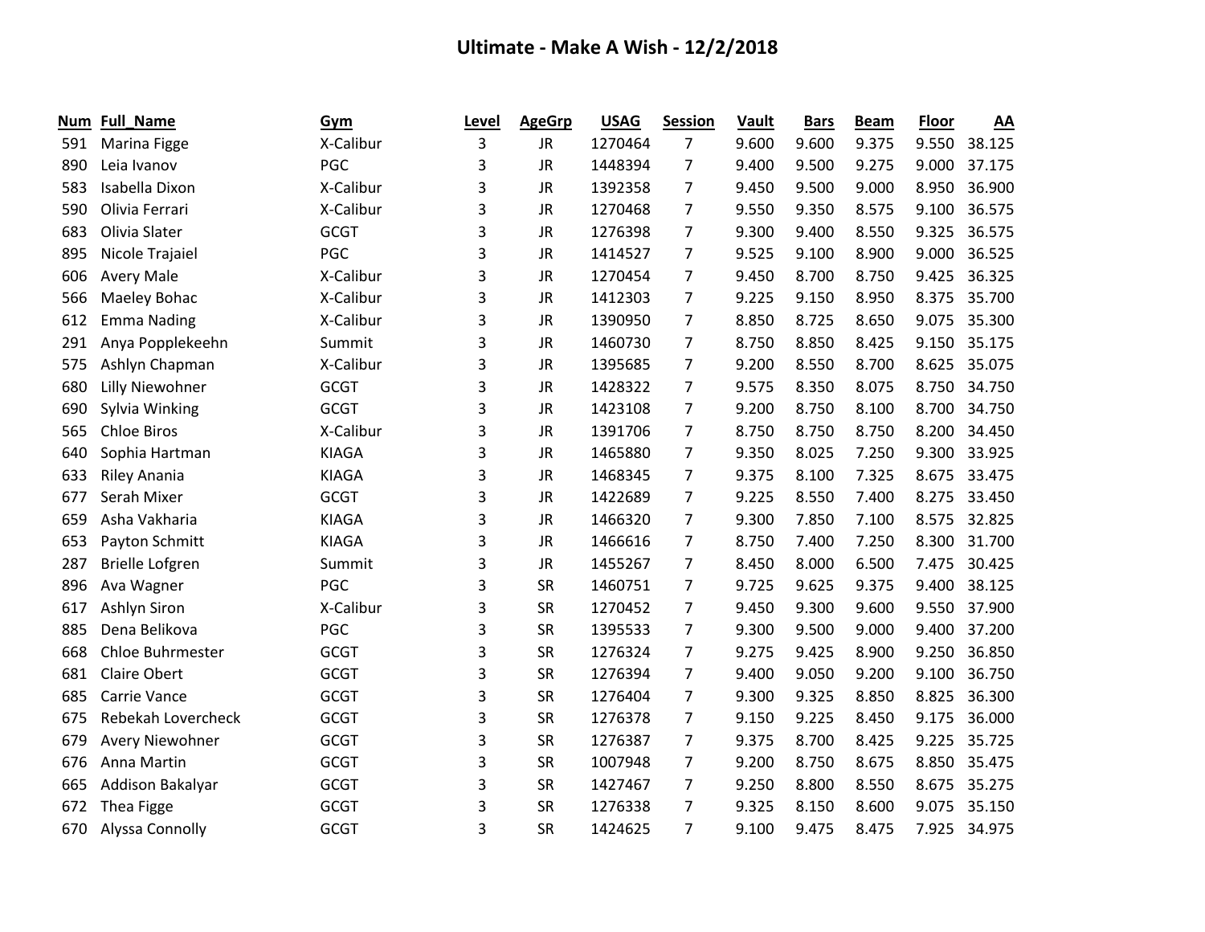# Ultimate - Make A Wish - 12/2/2018

| Num | Full_Name | Gym | Level | AgeGrp | USAG | Session | Vault | Bars | Beam | Floor | AA |
|---|---|---|---|---|---|---|---|---|---|---|---|
| 591 | Marina Figge | X-Calibur | 3 | JR | 1270464 | 7 | 9.600 | 9.600 | 9.375 | 9.550 | 38.125 |
| 890 | Leia Ivanov | PGC | 3 | JR | 1448394 | 7 | 9.400 | 9.500 | 9.275 | 9.000 | 37.175 |
| 583 | Isabella Dixon | X-Calibur | 3 | JR | 1392358 | 7 | 9.450 | 9.500 | 9.000 | 8.950 | 36.900 |
| 590 | Olivia Ferrari | X-Calibur | 3 | JR | 1270468 | 7 | 9.550 | 9.350 | 8.575 | 9.100 | 36.575 |
| 683 | Olivia Slater | GCGT | 3 | JR | 1276398 | 7 | 9.300 | 9.400 | 8.550 | 9.325 | 36.575 |
| 895 | Nicole Trajaiel | PGC | 3 | JR | 1414527 | 7 | 9.525 | 9.100 | 8.900 | 9.000 | 36.525 |
| 606 | Avery Male | X-Calibur | 3 | JR | 1270454 | 7 | 9.450 | 8.700 | 8.750 | 9.425 | 36.325 |
| 566 | Maeley Bohac | X-Calibur | 3 | JR | 1412303 | 7 | 9.225 | 9.150 | 8.950 | 8.375 | 35.700 |
| 612 | Emma Nading | X-Calibur | 3 | JR | 1390950 | 7 | 8.850 | 8.725 | 8.650 | 9.075 | 35.300 |
| 291 | Anya Popplekeehn | Summit | 3 | JR | 1460730 | 7 | 8.750 | 8.850 | 8.425 | 9.150 | 35.175 |
| 575 | Ashlyn Chapman | X-Calibur | 3 | JR | 1395685 | 7 | 9.200 | 8.550 | 8.700 | 8.625 | 35.075 |
| 680 | Lilly Niewohner | GCGT | 3 | JR | 1428322 | 7 | 9.575 | 8.350 | 8.075 | 8.750 | 34.750 |
| 690 | Sylvia Winking | GCGT | 3 | JR | 1423108 | 7 | 9.200 | 8.750 | 8.100 | 8.700 | 34.750 |
| 565 | Chloe Biros | X-Calibur | 3 | JR | 1391706 | 7 | 8.750 | 8.750 | 8.750 | 8.200 | 34.450 |
| 640 | Sophia Hartman | KIAGA | 3 | JR | 1465880 | 7 | 9.350 | 8.025 | 7.250 | 9.300 | 33.925 |
| 633 | Riley Anania | KIAGA | 3 | JR | 1468345 | 7 | 9.375 | 8.100 | 7.325 | 8.675 | 33.475 |
| 677 | Serah Mixer | GCGT | 3 | JR | 1422689 | 7 | 9.225 | 8.550 | 7.400 | 8.275 | 33.450 |
| 659 | Asha Vakharia | KIAGA | 3 | JR | 1466320 | 7 | 9.300 | 7.850 | 7.100 | 8.575 | 32.825 |
| 653 | Payton Schmitt | KIAGA | 3 | JR | 1466616 | 7 | 8.750 | 7.400 | 7.250 | 8.300 | 31.700 |
| 287 | Brielle Lofgren | Summit | 3 | JR | 1455267 | 7 | 8.450 | 8.000 | 6.500 | 7.475 | 30.425 |
| 896 | Ava Wagner | PGC | 3 | SR | 1460751 | 7 | 9.725 | 9.625 | 9.375 | 9.400 | 38.125 |
| 617 | Ashlyn Siron | X-Calibur | 3 | SR | 1270452 | 7 | 9.450 | 9.300 | 9.600 | 9.550 | 37.900 |
| 885 | Dena Belikova | PGC | 3 | SR | 1395533 | 7 | 9.300 | 9.500 | 9.000 | 9.400 | 37.200 |
| 668 | Chloe Buhrmester | GCGT | 3 | SR | 1276324 | 7 | 9.275 | 9.425 | 8.900 | 9.250 | 36.850 |
| 681 | Claire Obert | GCGT | 3 | SR | 1276394 | 7 | 9.400 | 9.050 | 9.200 | 9.100 | 36.750 |
| 685 | Carrie Vance | GCGT | 3 | SR | 1276404 | 7 | 9.300 | 9.325 | 8.850 | 8.825 | 36.300 |
| 675 | Rebekah Lovercheck | GCGT | 3 | SR | 1276378 | 7 | 9.150 | 9.225 | 8.450 | 9.175 | 36.000 |
| 679 | Avery Niewohner | GCGT | 3 | SR | 1276387 | 7 | 9.375 | 8.700 | 8.425 | 9.225 | 35.725 |
| 676 | Anna Martin | GCGT | 3 | SR | 1007948 | 7 | 9.200 | 8.750 | 8.675 | 8.850 | 35.475 |
| 665 | Addison Bakalyar | GCGT | 3 | SR | 1427467 | 7 | 9.250 | 8.800 | 8.550 | 8.675 | 35.275 |
| 672 | Thea Figge | GCGT | 3 | SR | 1276338 | 7 | 9.325 | 8.150 | 8.600 | 9.075 | 35.150 |
| 670 | Alyssa Connolly | GCGT | 3 | SR | 1424625 | 7 | 9.100 | 9.475 | 8.475 | 7.925 | 34.975 |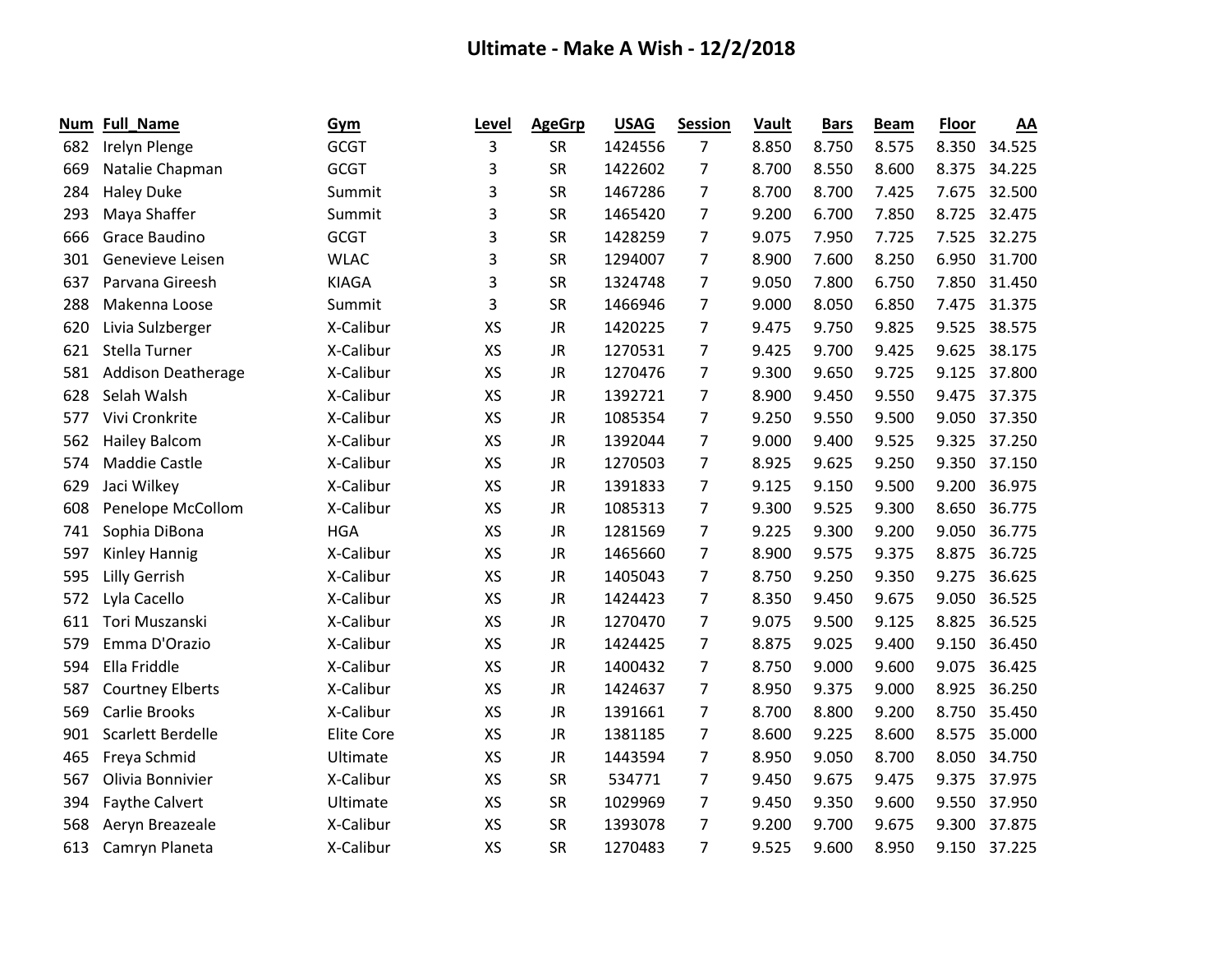# Ultimate - Make A Wish - 12/2/2018

| Num | Full_Name | Gym | Level | AgeGrp | USAG | Session | Vault | Bars | Beam | Floor | AA |
|---|---|---|---|---|---|---|---|---|---|---|---|
| 682 | Irelyn Plenge | GCGT | 3 | SR | 1424556 | 7 | 8.850 | 8.750 | 8.575 | 8.350 | 34.525 |
| 669 | Natalie Chapman | GCGT | 3 | SR | 1422602 | 7 | 8.700 | 8.550 | 8.600 | 8.375 | 34.225 |
| 284 | Haley Duke | Summit | 3 | SR | 1467286 | 7 | 8.700 | 8.700 | 7.425 | 7.675 | 32.500 |
| 293 | Maya Shaffer | Summit | 3 | SR | 1465420 | 7 | 9.200 | 6.700 | 7.850 | 8.725 | 32.475 |
| 666 | Grace Baudino | GCGT | 3 | SR | 1428259 | 7 | 9.075 | 7.950 | 7.725 | 7.525 | 32.275 |
| 301 | Genevieve Leisen | WLAC | 3 | SR | 1294007 | 7 | 8.900 | 7.600 | 8.250 | 6.950 | 31.700 |
| 637 | Parvana Gireesh | KIAGA | 3 | SR | 1324748 | 7 | 9.050 | 7.800 | 6.750 | 7.850 | 31.450 |
| 288 | Makenna Loose | Summit | 3 | SR | 1466946 | 7 | 9.000 | 8.050 | 6.850 | 7.475 | 31.375 |
| 620 | Livia Sulzberger | X-Calibur | XS | JR | 1420225 | 7 | 9.475 | 9.750 | 9.825 | 9.525 | 38.575 |
| 621 | Stella Turner | X-Calibur | XS | JR | 1270531 | 7 | 9.425 | 9.700 | 9.425 | 9.625 | 38.175 |
| 581 | Addison Deatherage | X-Calibur | XS | JR | 1270476 | 7 | 9.300 | 9.650 | 9.725 | 9.125 | 37.800 |
| 628 | Selah Walsh | X-Calibur | XS | JR | 1392721 | 7 | 8.900 | 9.450 | 9.550 | 9.475 | 37.375 |
| 577 | Vivi Cronkrite | X-Calibur | XS | JR | 1085354 | 7 | 9.250 | 9.550 | 9.500 | 9.050 | 37.350 |
| 562 | Hailey Balcom | X-Calibur | XS | JR | 1392044 | 7 | 9.000 | 9.400 | 9.525 | 9.325 | 37.250 |
| 574 | Maddie Castle | X-Calibur | XS | JR | 1270503 | 7 | 8.925 | 9.625 | 9.250 | 9.350 | 37.150 |
| 629 | Jaci Wilkey | X-Calibur | XS | JR | 1391833 | 7 | 9.125 | 9.150 | 9.500 | 9.200 | 36.975 |
| 608 | Penelope McCollom | X-Calibur | XS | JR | 1085313 | 7 | 9.300 | 9.525 | 9.300 | 8.650 | 36.775 |
| 741 | Sophia DiBona | HGA | XS | JR | 1281569 | 7 | 9.225 | 9.300 | 9.200 | 9.050 | 36.775 |
| 597 | Kinley Hannig | X-Calibur | XS | JR | 1465660 | 7 | 8.900 | 9.575 | 9.375 | 8.875 | 36.725 |
| 595 | Lilly Gerrish | X-Calibur | XS | JR | 1405043 | 7 | 8.750 | 9.250 | 9.350 | 9.275 | 36.625 |
| 572 | Lyla Cacello | X-Calibur | XS | JR | 1424423 | 7 | 8.350 | 9.450 | 9.675 | 9.050 | 36.525 |
| 611 | Tori Muszanski | X-Calibur | XS | JR | 1270470 | 7 | 9.075 | 9.500 | 9.125 | 8.825 | 36.525 |
| 579 | Emma D'Orazio | X-Calibur | XS | JR | 1424425 | 7 | 8.875 | 9.025 | 9.400 | 9.150 | 36.450 |
| 594 | Ella Friddle | X-Calibur | XS | JR | 1400432 | 7 | 8.750 | 9.000 | 9.600 | 9.075 | 36.425 |
| 587 | Courtney Elberts | X-Calibur | XS | JR | 1424637 | 7 | 8.950 | 9.375 | 9.000 | 8.925 | 36.250 |
| 569 | Carlie Brooks | X-Calibur | XS | JR | 1391661 | 7 | 8.700 | 8.800 | 9.200 | 8.750 | 35.450 |
| 901 | Scarlett Berdelle | Elite Core | XS | JR | 1381185 | 7 | 8.600 | 9.225 | 8.600 | 8.575 | 35.000 |
| 465 | Freya Schmid | Ultimate | XS | JR | 1443594 | 7 | 8.950 | 9.050 | 8.700 | 8.050 | 34.750 |
| 567 | Olivia Bonnivier | X-Calibur | XS | SR | 534771 | 7 | 9.450 | 9.675 | 9.475 | 9.375 | 37.975 |
| 394 | Faythe Calvert | Ultimate | XS | SR | 1029969 | 7 | 9.450 | 9.350 | 9.600 | 9.550 | 37.950 |
| 568 | Aeryn Breazeale | X-Calibur | XS | SR | 1393078 | 7 | 9.200 | 9.700 | 9.675 | 9.300 | 37.875 |
| 613 | Camryn Planeta | X-Calibur | XS | SR | 1270483 | 7 | 9.525 | 9.600 | 8.950 | 9.150 | 37.225 |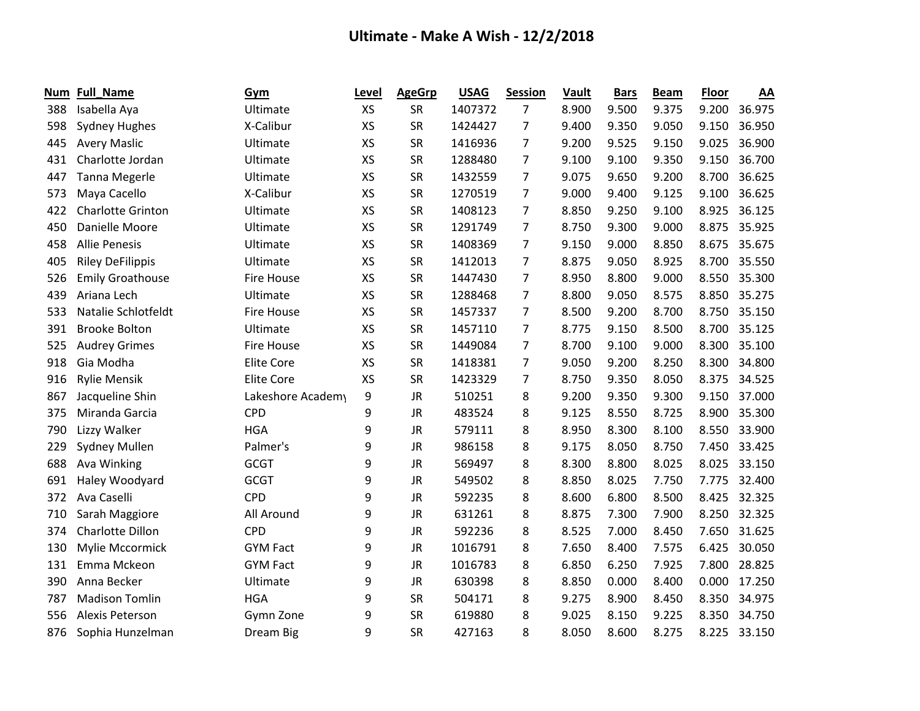# Ultimate - Make A Wish - 12/2/2018

| Num | Full_Name | Gym | Level | AgeGrp | USAG | Session | Vault | Bars | Beam | Floor | AA |
|---|---|---|---|---|---|---|---|---|---|---|---|
| 388 | Isabella Aya | Ultimate | XS | SR | 1407372 | 7 | 8.900 | 9.500 | 9.375 | 9.200 | 36.975 |
| 598 | Sydney Hughes | X-Calibur | XS | SR | 1424427 | 7 | 9.400 | 9.350 | 9.050 | 9.150 | 36.950 |
| 445 | Avery Maslic | Ultimate | XS | SR | 1416936 | 7 | 9.200 | 9.525 | 9.150 | 9.025 | 36.900 |
| 431 | Charlotte Jordan | Ultimate | XS | SR | 1288480 | 7 | 9.100 | 9.100 | 9.350 | 9.150 | 36.700 |
| 447 | Tanna Megerle | Ultimate | XS | SR | 1432559 | 7 | 9.075 | 9.650 | 9.200 | 8.700 | 36.625 |
| 573 | Maya Cacello | X-Calibur | XS | SR | 1270519 | 7 | 9.000 | 9.400 | 9.125 | 9.100 | 36.625 |
| 422 | Charlotte Grinton | Ultimate | XS | SR | 1408123 | 7 | 8.850 | 9.250 | 9.100 | 8.925 | 36.125 |
| 450 | Danielle Moore | Ultimate | XS | SR | 1291749 | 7 | 8.750 | 9.300 | 9.000 | 8.875 | 35.925 |
| 458 | Allie Penesis | Ultimate | XS | SR | 1408369 | 7 | 9.150 | 9.000 | 8.850 | 8.675 | 35.675 |
| 405 | Riley DeFilippis | Ultimate | XS | SR | 1412013 | 7 | 8.875 | 9.050 | 8.925 | 8.700 | 35.550 |
| 526 | Emily Groathouse | Fire House | XS | SR | 1447430 | 7 | 8.950 | 8.800 | 9.000 | 8.550 | 35.300 |
| 439 | Ariana Lech | Ultimate | XS | SR | 1288468 | 7 | 8.800 | 9.050 | 8.575 | 8.850 | 35.275 |
| 533 | Natalie Schlotfeldt | Fire House | XS | SR | 1457337 | 7 | 8.500 | 9.200 | 8.700 | 8.750 | 35.150 |
| 391 | Brooke Bolton | Ultimate | XS | SR | 1457110 | 7 | 8.775 | 9.150 | 8.500 | 8.700 | 35.125 |
| 525 | Audrey Grimes | Fire House | XS | SR | 1449084 | 7 | 8.700 | 9.100 | 9.000 | 8.300 | 35.100 |
| 918 | Gia Modha | Elite Core | XS | SR | 1418381 | 7 | 9.050 | 9.200 | 8.250 | 8.300 | 34.800 |
| 916 | Rylie Mensik | Elite Core | XS | SR | 1423329 | 7 | 8.750 | 9.350 | 8.050 | 8.375 | 34.525 |
| 867 | Jacqueline Shin | Lakeshore Academy | 9 | JR | 510251 | 8 | 9.200 | 9.350 | 9.300 | 9.150 | 37.000 |
| 375 | Miranda Garcia | CPD | 9 | JR | 483524 | 8 | 9.125 | 8.550 | 8.725 | 8.900 | 35.300 |
| 790 | Lizzy Walker | HGA | 9 | JR | 579111 | 8 | 8.950 | 8.300 | 8.100 | 8.550 | 33.900 |
| 229 | Sydney Mullen | Palmer's | 9 | JR | 986158 | 8 | 9.175 | 8.050 | 8.750 | 7.450 | 33.425 |
| 688 | Ava Winking | GCGT | 9 | JR | 569497 | 8 | 8.300 | 8.800 | 8.025 | 8.025 | 33.150 |
| 691 | Haley Woodyard | GCGT | 9 | JR | 549502 | 8 | 8.850 | 8.025 | 7.750 | 7.775 | 32.400 |
| 372 | Ava Caselli | CPD | 9 | JR | 592235 | 8 | 8.600 | 6.800 | 8.500 | 8.425 | 32.325 |
| 710 | Sarah Maggiore | All Around | 9 | JR | 631261 | 8 | 8.875 | 7.300 | 7.900 | 8.250 | 32.325 |
| 374 | Charlotte Dillon | CPD | 9 | JR | 592236 | 8 | 8.525 | 7.000 | 8.450 | 7.650 | 31.625 |
| 130 | Mylie Mccormick | GYM Fact | 9 | JR | 1016791 | 8 | 7.650 | 8.400 | 7.575 | 6.425 | 30.050 |
| 131 | Emma Mckeon | GYM Fact | 9 | JR | 1016783 | 8 | 6.850 | 6.250 | 7.925 | 7.800 | 28.825 |
| 390 | Anna Becker | Ultimate | 9 | JR | 630398 | 8 | 8.850 | 0.000 | 8.400 | 0.000 | 17.250 |
| 787 | Madison Tomlin | HGA | 9 | SR | 504171 | 8 | 9.275 | 8.900 | 8.450 | 8.350 | 34.975 |
| 556 | Alexis Peterson | Gymn Zone | 9 | SR | 619880 | 8 | 9.025 | 8.150 | 9.225 | 8.350 | 34.750 |
| 876 | Sophia Hunzelman | Dream Big | 9 | SR | 427163 | 8 | 8.050 | 8.600 | 8.275 | 8.225 | 33.150 |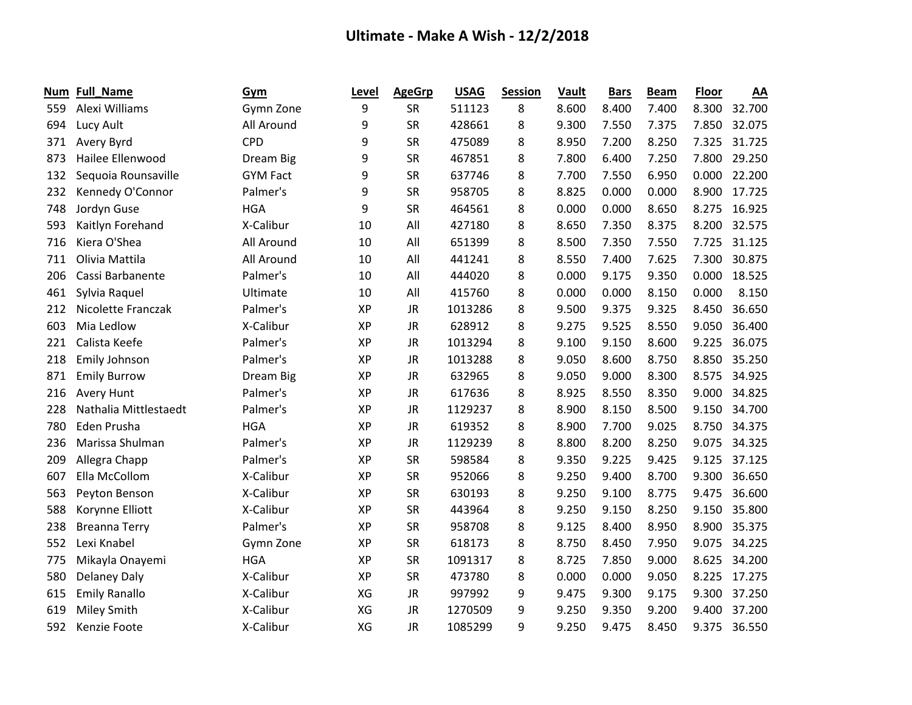# Ultimate - Make A Wish - 12/2/2018

| Num | Full_Name | Gym | Level | AgeGrp | USAG | Session | Vault | Bars | Beam | Floor | AA |
|---|---|---|---|---|---|---|---|---|---|---|---|
| 559 | Alexi Williams | Gymn Zone | 9 | SR | 511123 | 8 | 8.600 | 8.400 | 7.400 | 8.300 | 32.700 |
| 694 | Lucy Ault | All Around | 9 | SR | 428661 | 8 | 9.300 | 7.550 | 7.375 | 7.850 | 32.075 |
| 371 | Avery Byrd | CPD | 9 | SR | 475089 | 8 | 8.950 | 7.200 | 8.250 | 7.325 | 31.725 |
| 873 | Hailee Ellenwood | Dream Big | 9 | SR | 467851 | 8 | 7.800 | 6.400 | 7.250 | 7.800 | 29.250 |
| 132 | Sequoia Rounsaville | GYM Fact | 9 | SR | 637746 | 8 | 7.700 | 7.550 | 6.950 | 0.000 | 22.200 |
| 232 | Kennedy O'Connor | Palmer's | 9 | SR | 958705 | 8 | 8.825 | 0.000 | 0.000 | 8.900 | 17.725 |
| 748 | Jordyn Guse | HGA | 9 | SR | 464561 | 8 | 0.000 | 0.000 | 8.650 | 8.275 | 16.925 |
| 593 | Kaitlyn Forehand | X-Calibur | 10 | All | 427180 | 8 | 8.650 | 7.350 | 8.375 | 8.200 | 32.575 |
| 716 | Kiera O'Shea | All Around | 10 | All | 651399 | 8 | 8.500 | 7.350 | 7.550 | 7.725 | 31.125 |
| 711 | Olivia Mattila | All Around | 10 | All | 441241 | 8 | 8.550 | 7.400 | 7.625 | 7.300 | 30.875 |
| 206 | Cassi Barbanente | Palmer's | 10 | All | 444020 | 8 | 0.000 | 9.175 | 9.350 | 0.000 | 18.525 |
| 461 | Sylvia Raquel | Ultimate | 10 | All | 415760 | 8 | 0.000 | 0.000 | 8.150 | 0.000 | 8.150 |
| 212 | Nicolette Franczak | Palmer's | XP | JR | 1013286 | 8 | 9.500 | 9.375 | 9.325 | 8.450 | 36.650 |
| 603 | Mia Ledlow | X-Calibur | XP | JR | 628912 | 8 | 9.275 | 9.525 | 8.550 | 9.050 | 36.400 |
| 221 | Calista Keefe | Palmer's | XP | JR | 1013294 | 8 | 9.100 | 9.150 | 8.600 | 9.225 | 36.075 |
| 218 | Emily Johnson | Palmer's | XP | JR | 1013288 | 8 | 9.050 | 8.600 | 8.750 | 8.850 | 35.250 |
| 871 | Emily Burrow | Dream Big | XP | JR | 632965 | 8 | 9.050 | 9.000 | 8.300 | 8.575 | 34.925 |
| 216 | Avery Hunt | Palmer's | XP | JR | 617636 | 8 | 8.925 | 8.550 | 8.350 | 9.000 | 34.825 |
| 228 | Nathalia Mittlestaedt | Palmer's | XP | JR | 1129237 | 8 | 8.900 | 8.150 | 8.500 | 9.150 | 34.700 |
| 780 | Eden Prusha | HGA | XP | JR | 619352 | 8 | 8.900 | 7.700 | 9.025 | 8.750 | 34.375 |
| 236 | Marissa Shulman | Palmer's | XP | JR | 1129239 | 8 | 8.800 | 8.200 | 8.250 | 9.075 | 34.325 |
| 209 | Allegra Chapp | Palmer's | XP | SR | 598584 | 8 | 9.350 | 9.225 | 9.425 | 9.125 | 37.125 |
| 607 | Ella McCollom | X-Calibur | XP | SR | 952066 | 8 | 9.250 | 9.400 | 8.700 | 9.300 | 36.650 |
| 563 | Peyton Benson | X-Calibur | XP | SR | 630193 | 8 | 9.250 | 9.100 | 8.775 | 9.475 | 36.600 |
| 588 | Korynne Elliott | X-Calibur | XP | SR | 443964 | 8 | 9.250 | 9.150 | 8.250 | 9.150 | 35.800 |
| 238 | Breanna Terry | Palmer's | XP | SR | 958708 | 8 | 9.125 | 8.400 | 8.950 | 8.900 | 35.375 |
| 552 | Lexi Knabel | Gymn Zone | XP | SR | 618173 | 8 | 8.750 | 8.450 | 7.950 | 9.075 | 34.225 |
| 775 | Mikayla Onayemi | HGA | XP | SR | 1091317 | 8 | 8.725 | 7.850 | 9.000 | 8.625 | 34.200 |
| 580 | Delaney Daly | X-Calibur | XP | SR | 473780 | 8 | 0.000 | 0.000 | 9.050 | 8.225 | 17.275 |
| 615 | Emily Ranallo | X-Calibur | XG | JR | 997992 | 9 | 9.475 | 9.300 | 9.175 | 9.300 | 37.250 |
| 619 | Miley Smith | X-Calibur | XG | JR | 1270509 | 9 | 9.250 | 9.350 | 9.200 | 9.400 | 37.200 |
| 592 | Kenzie Foote | X-Calibur | XG | JR | 1085299 | 9 | 9.250 | 9.475 | 8.450 | 9.375 | 36.550 |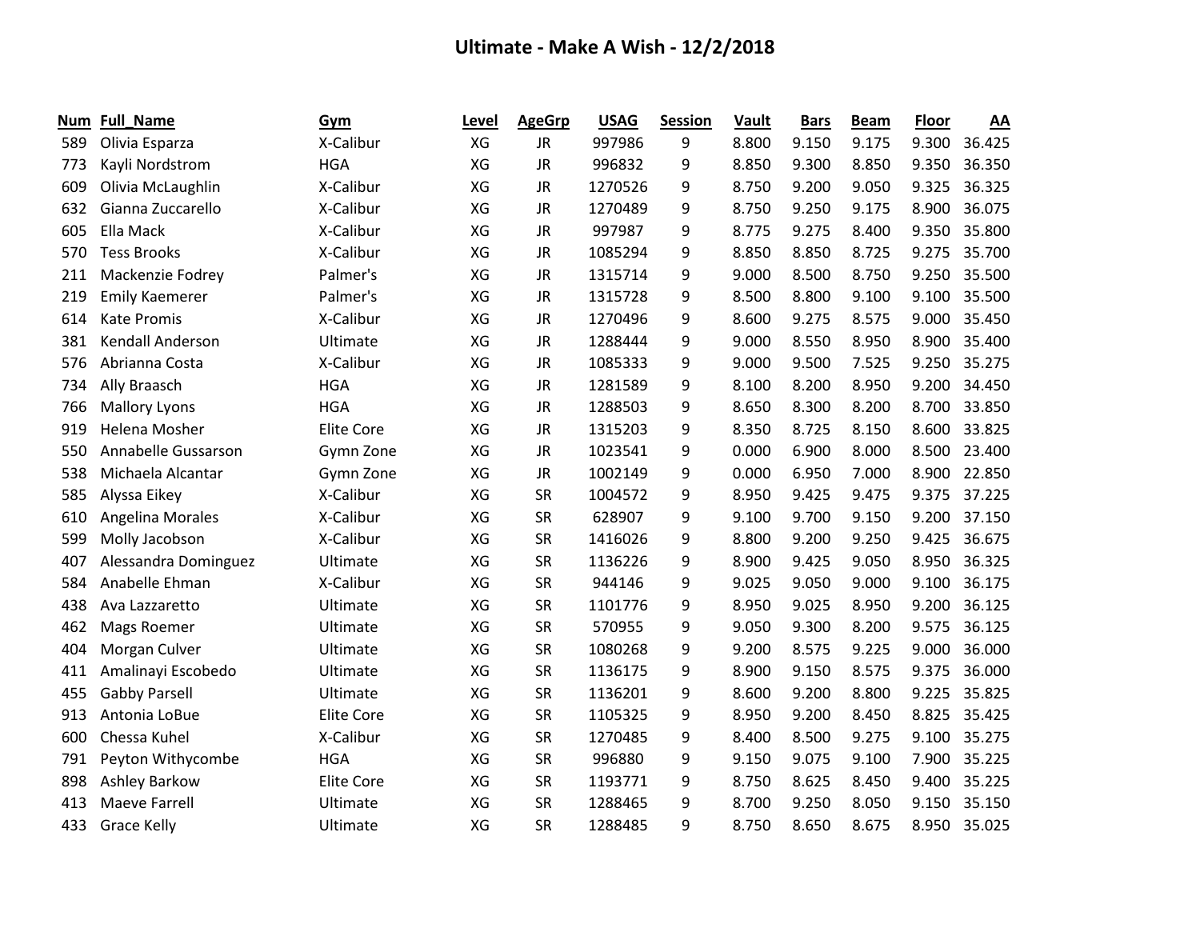# Ultimate - Make A Wish - 12/2/2018

| Num | Full_Name | Gym | Level | AgeGrp | USAG | Session | Vault | Bars | Beam | Floor | AA |
|---|---|---|---|---|---|---|---|---|---|---|---|
| 589 | Olivia Esparza | X-Calibur | XG | JR | 997986 | 9 | 8.800 | 9.150 | 9.175 | 9.300 | 36.425 |
| 773 | Kayli Nordstrom | HGA | XG | JR | 996832 | 9 | 8.850 | 9.300 | 8.850 | 9.350 | 36.350 |
| 609 | Olivia McLaughlin | X-Calibur | XG | JR | 1270526 | 9 | 8.750 | 9.200 | 9.050 | 9.325 | 36.325 |
| 632 | Gianna Zuccarello | X-Calibur | XG | JR | 1270489 | 9 | 8.750 | 9.250 | 9.175 | 8.900 | 36.075 |
| 605 | Ella Mack | X-Calibur | XG | JR | 997987 | 9 | 8.775 | 9.275 | 8.400 | 9.350 | 35.800 |
| 570 | Tess Brooks | X-Calibur | XG | JR | 1085294 | 9 | 8.850 | 8.850 | 8.725 | 9.275 | 35.700 |
| 211 | Mackenzie Fodrey | Palmer's | XG | JR | 1315714 | 9 | 9.000 | 8.500 | 8.750 | 9.250 | 35.500 |
| 219 | Emily Kaemerer | Palmer's | XG | JR | 1315728 | 9 | 8.500 | 8.800 | 9.100 | 9.100 | 35.500 |
| 614 | Kate Promis | X-Calibur | XG | JR | 1270496 | 9 | 8.600 | 9.275 | 8.575 | 9.000 | 35.450 |
| 381 | Kendall Anderson | Ultimate | XG | JR | 1288444 | 9 | 9.000 | 8.550 | 8.950 | 8.900 | 35.400 |
| 576 | Abrianna Costa | X-Calibur | XG | JR | 1085333 | 9 | 9.000 | 9.500 | 7.525 | 9.250 | 35.275 |
| 734 | Ally Braasch | HGA | XG | JR | 1281589 | 9 | 8.100 | 8.200 | 8.950 | 9.200 | 34.450 |
| 766 | Mallory Lyons | HGA | XG | JR | 1288503 | 9 | 8.650 | 8.300 | 8.200 | 8.700 | 33.850 |
| 919 | Helena Mosher | Elite Core | XG | JR | 1315203 | 9 | 8.350 | 8.725 | 8.150 | 8.600 | 33.825 |
| 550 | Annabelle Gussarson | Gymn Zone | XG | JR | 1023541 | 9 | 0.000 | 6.900 | 8.000 | 8.500 | 23.400 |
| 538 | Michaela Alcantar | Gymn Zone | XG | JR | 1002149 | 9 | 0.000 | 6.950 | 7.000 | 8.900 | 22.850 |
| 585 | Alyssa Eikey | X-Calibur | XG | SR | 1004572 | 9 | 8.950 | 9.425 | 9.475 | 9.375 | 37.225 |
| 610 | Angelina Morales | X-Calibur | XG | SR | 628907 | 9 | 9.100 | 9.700 | 9.150 | 9.200 | 37.150 |
| 599 | Molly Jacobson | X-Calibur | XG | SR | 1416026 | 9 | 8.800 | 9.200 | 9.250 | 9.425 | 36.675 |
| 407 | Alessandra Dominguez | Ultimate | XG | SR | 1136226 | 9 | 8.900 | 9.425 | 9.050 | 8.950 | 36.325 |
| 584 | Anabelle Ehman | X-Calibur | XG | SR | 944146 | 9 | 9.025 | 9.050 | 9.000 | 9.100 | 36.175 |
| 438 | Ava Lazzaretto | Ultimate | XG | SR | 1101776 | 9 | 8.950 | 9.025 | 8.950 | 9.200 | 36.125 |
| 462 | Mags Roemer | Ultimate | XG | SR | 570955 | 9 | 9.050 | 9.300 | 8.200 | 9.575 | 36.125 |
| 404 | Morgan Culver | Ultimate | XG | SR | 1080268 | 9 | 9.200 | 8.575 | 9.225 | 9.000 | 36.000 |
| 411 | Amalinayi Escobedo | Ultimate | XG | SR | 1136175 | 9 | 8.900 | 9.150 | 8.575 | 9.375 | 36.000 |
| 455 | Gabby Parsell | Ultimate | XG | SR | 1136201 | 9 | 8.600 | 9.200 | 8.800 | 9.225 | 35.825 |
| 913 | Antonia LoBue | Elite Core | XG | SR | 1105325 | 9 | 8.950 | 9.200 | 8.450 | 8.825 | 35.425 |
| 600 | Chessa Kuhel | X-Calibur | XG | SR | 1270485 | 9 | 8.400 | 8.500 | 9.275 | 9.100 | 35.275 |
| 791 | Peyton Withycombe | HGA | XG | SR | 996880 | 9 | 9.150 | 9.075 | 9.100 | 7.900 | 35.225 |
| 898 | Ashley Barkow | Elite Core | XG | SR | 1193771 | 9 | 8.750 | 8.625 | 8.450 | 9.400 | 35.225 |
| 413 | Maeve Farrell | Ultimate | XG | SR | 1288465 | 9 | 8.700 | 9.250 | 8.050 | 9.150 | 35.150 |
| 433 | Grace Kelly | Ultimate | XG | SR | 1288485 | 9 | 8.750 | 8.650 | 8.675 | 8.950 | 35.025 |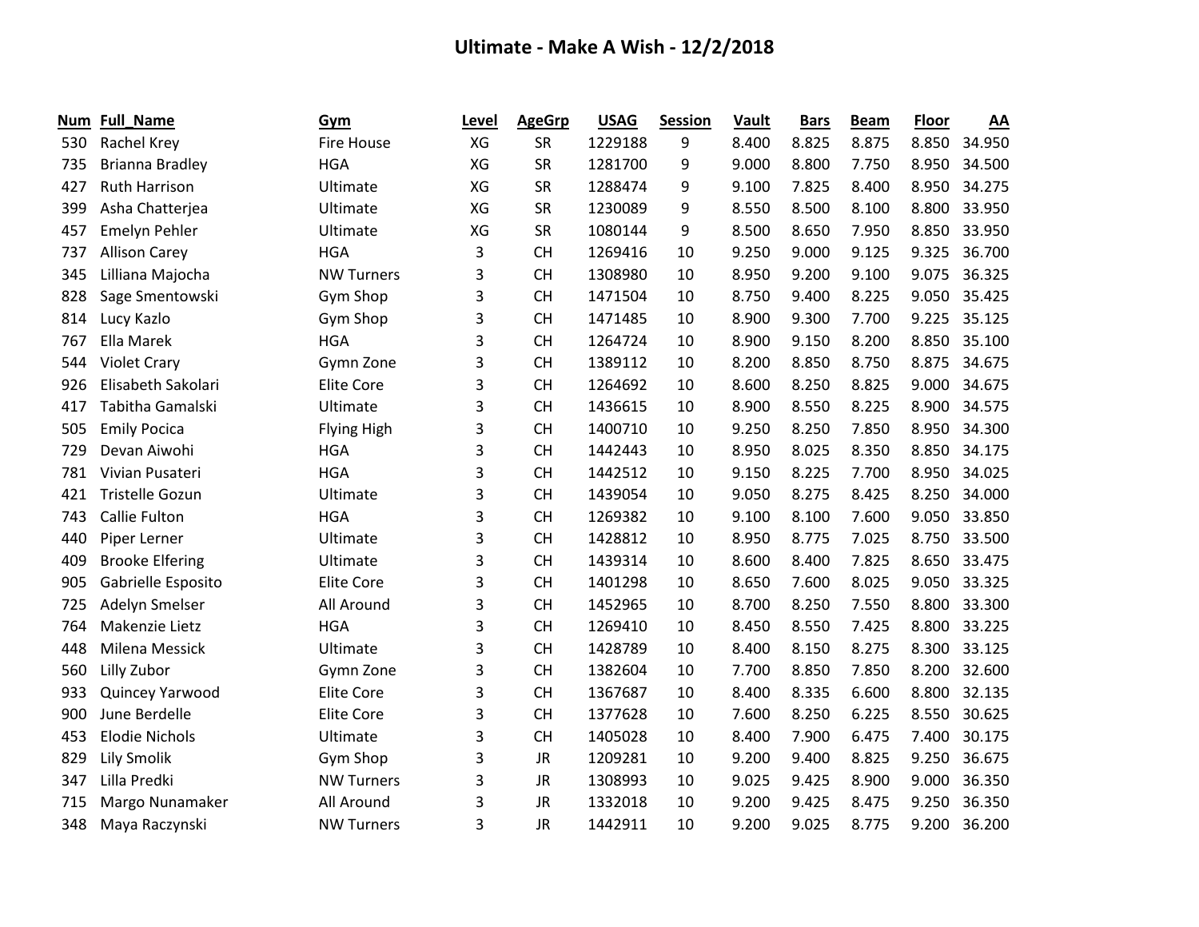# Ultimate - Make A Wish - 12/2/2018

| Num | Full_Name | Gym | Level | AgeGrp | USAG | Session | Vault | Bars | Beam | Floor | AA |
|---|---|---|---|---|---|---|---|---|---|---|---|
| 530 | Rachel Krey | Fire House | XG | SR | 1229188 | 9 | 8.400 | 8.825 | 8.875 | 8.850 | 34.950 |
| 735 | Brianna Bradley | HGA | XG | SR | 1281700 | 9 | 9.000 | 8.800 | 7.750 | 8.950 | 34.500 |
| 427 | Ruth Harrison | Ultimate | XG | SR | 1288474 | 9 | 9.100 | 7.825 | 8.400 | 8.950 | 34.275 |
| 399 | Asha Chatterjea | Ultimate | XG | SR | 1230089 | 9 | 8.550 | 8.500 | 8.100 | 8.800 | 33.950 |
| 457 | Emelyn Pehler | Ultimate | XG | SR | 1080144 | 9 | 8.500 | 8.650 | 7.950 | 8.850 | 33.950 |
| 737 | Allison Carey | HGA | 3 | CH | 1269416 | 10 | 9.250 | 9.000 | 9.125 | 9.325 | 36.700 |
| 345 | Lilliana Majocha | NW Turners | 3 | CH | 1308980 | 10 | 8.950 | 9.200 | 9.100 | 9.075 | 36.325 |
| 828 | Sage Smentowski | Gym Shop | 3 | CH | 1471504 | 10 | 8.750 | 9.400 | 8.225 | 9.050 | 35.425 |
| 814 | Lucy Kazlo | Gym Shop | 3 | CH | 1471485 | 10 | 8.900 | 9.300 | 7.700 | 9.225 | 35.125 |
| 767 | Ella Marek | HGA | 3 | CH | 1264724 | 10 | 8.900 | 9.150 | 8.200 | 8.850 | 35.100 |
| 544 | Violet Crary | Gymn Zone | 3 | CH | 1389112 | 10 | 8.200 | 8.850 | 8.750 | 8.875 | 34.675 |
| 926 | Elisabeth Sakolari | Elite Core | 3 | CH | 1264692 | 10 | 8.600 | 8.250 | 8.825 | 9.000 | 34.675 |
| 417 | Tabitha Gamalski | Ultimate | 3 | CH | 1436615 | 10 | 8.900 | 8.550 | 8.225 | 8.900 | 34.575 |
| 505 | Emily Pocica | Flying High | 3 | CH | 1400710 | 10 | 9.250 | 8.250 | 7.850 | 8.950 | 34.300 |
| 729 | Devan Aiwohi | HGA | 3 | CH | 1442443 | 10 | 8.950 | 8.025 | 8.350 | 8.850 | 34.175 |
| 781 | Vivian Pusateri | HGA | 3 | CH | 1442512 | 10 | 9.150 | 8.225 | 7.700 | 8.950 | 34.025 |
| 421 | Tristelle Gozun | Ultimate | 3 | CH | 1439054 | 10 | 9.050 | 8.275 | 8.425 | 8.250 | 34.000 |
| 743 | Callie Fulton | HGA | 3 | CH | 1269382 | 10 | 9.100 | 8.100 | 7.600 | 9.050 | 33.850 |
| 440 | Piper Lerner | Ultimate | 3 | CH | 1428812 | 10 | 8.950 | 8.775 | 7.025 | 8.750 | 33.500 |
| 409 | Brooke Elfering | Ultimate | 3 | CH | 1439314 | 10 | 8.600 | 8.400 | 7.825 | 8.650 | 33.475 |
| 905 | Gabrielle Esposito | Elite Core | 3 | CH | 1401298 | 10 | 8.650 | 7.600 | 8.025 | 9.050 | 33.325 |
| 725 | Adelyn Smelser | All Around | 3 | CH | 1452965 | 10 | 8.700 | 8.250 | 7.550 | 8.800 | 33.300 |
| 764 | Makenzie Lietz | HGA | 3 | CH | 1269410 | 10 | 8.450 | 8.550 | 7.425 | 8.800 | 33.225 |
| 448 | Milena Messick | Ultimate | 3 | CH | 1428789 | 10 | 8.400 | 8.150 | 8.275 | 8.300 | 33.125 |
| 560 | Lilly Zubor | Gymn Zone | 3 | CH | 1382604 | 10 | 7.700 | 8.850 | 7.850 | 8.200 | 32.600 |
| 933 | Quincey Yarwood | Elite Core | 3 | CH | 1367687 | 10 | 8.400 | 8.335 | 6.600 | 8.800 | 32.135 |
| 900 | June Berdelle | Elite Core | 3 | CH | 1377628 | 10 | 7.600 | 8.250 | 6.225 | 8.550 | 30.625 |
| 453 | Elodie Nichols | Ultimate | 3 | CH | 1405028 | 10 | 8.400 | 7.900 | 6.475 | 7.400 | 30.175 |
| 829 | Lily Smolik | Gym Shop | 3 | JR | 1209281 | 10 | 9.200 | 9.400 | 8.825 | 9.250 | 36.675 |
| 347 | Lilla Predki | NW Turners | 3 | JR | 1308993 | 10 | 9.025 | 9.425 | 8.900 | 9.000 | 36.350 |
| 715 | Margo Nunamaker | All Around | 3 | JR | 1332018 | 10 | 9.200 | 9.425 | 8.475 | 9.250 | 36.350 |
| 348 | Maya Raczynski | NW Turners | 3 | JR | 1442911 | 10 | 9.200 | 9.025 | 8.775 | 9.200 | 36.200 |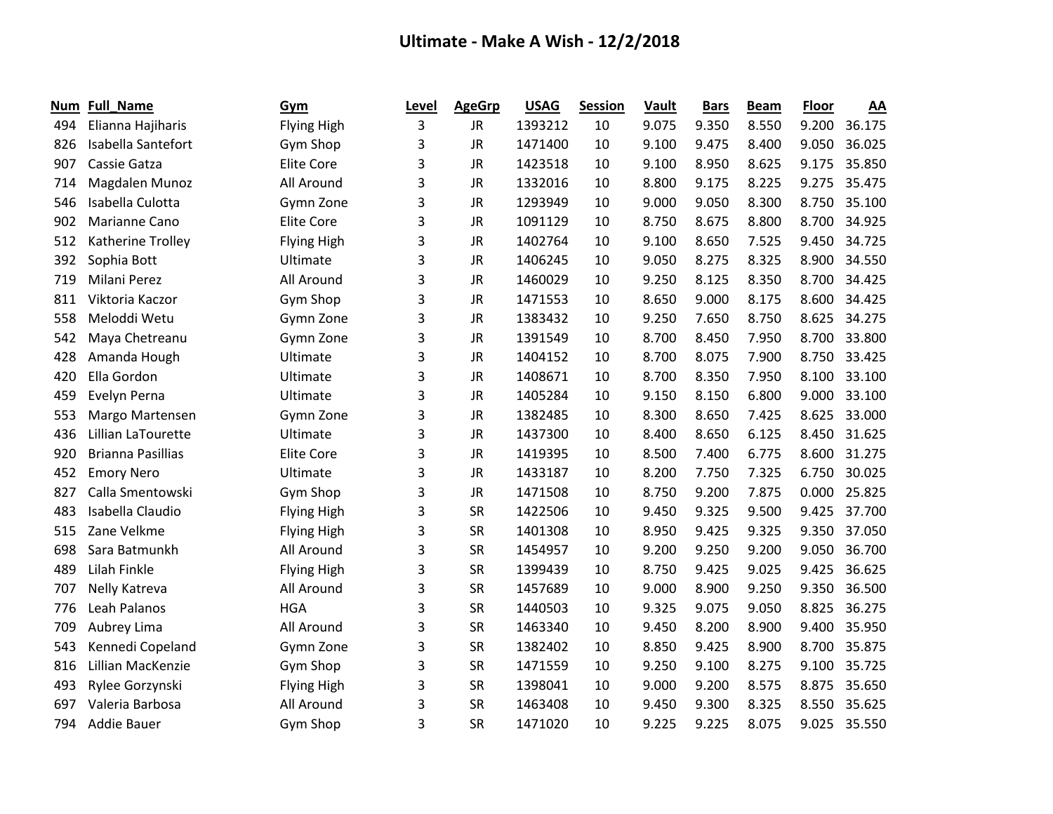# Ultimate - Make A Wish - 12/2/2018

| Num | Full_Name | Gym | Level | AgeGrp | USAG | Session | Vault | Bars | Beam | Floor | AA |
|---|---|---|---|---|---|---|---|---|---|---|---|
| 494 | Elianna Hajiharis | Flying High | 3 | JR | 1393212 | 10 | 9.075 | 9.350 | 8.550 | 9.200 | 36.175 |
| 826 | Isabella Santefort | Gym Shop | 3 | JR | 1471400 | 10 | 9.100 | 9.475 | 8.400 | 9.050 | 36.025 |
| 907 | Cassie Gatza | Elite Core | 3 | JR | 1423518 | 10 | 9.100 | 8.950 | 8.625 | 9.175 | 35.850 |
| 714 | Magdalen Munoz | All Around | 3 | JR | 1332016 | 10 | 8.800 | 9.175 | 8.225 | 9.275 | 35.475 |
| 546 | Isabella Culotta | Gymn Zone | 3 | JR | 1293949 | 10 | 9.000 | 9.050 | 8.300 | 8.750 | 35.100 |
| 902 | Marianne Cano | Elite Core | 3 | JR | 1091129 | 10 | 8.750 | 8.675 | 8.800 | 8.700 | 34.925 |
| 512 | Katherine Trolley | Flying High | 3 | JR | 1402764 | 10 | 9.100 | 8.650 | 7.525 | 9.450 | 34.725 |
| 392 | Sophia Bott | Ultimate | 3 | JR | 1406245 | 10 | 9.050 | 8.275 | 8.325 | 8.900 | 34.550 |
| 719 | Milani Perez | All Around | 3 | JR | 1460029 | 10 | 9.250 | 8.125 | 8.350 | 8.700 | 34.425 |
| 811 | Viktoria Kaczor | Gym Shop | 3 | JR | 1471553 | 10 | 8.650 | 9.000 | 8.175 | 8.600 | 34.425 |
| 558 | Meloddi Wetu | Gymn Zone | 3 | JR | 1383432 | 10 | 9.250 | 7.650 | 8.750 | 8.625 | 34.275 |
| 542 | Maya Chetreanu | Gymn Zone | 3 | JR | 1391549 | 10 | 8.700 | 8.450 | 7.950 | 8.700 | 33.800 |
| 428 | Amanda Hough | Ultimate | 3 | JR | 1404152 | 10 | 8.700 | 8.075 | 7.900 | 8.750 | 33.425 |
| 420 | Ella Gordon | Ultimate | 3 | JR | 1408671 | 10 | 8.700 | 8.350 | 7.950 | 8.100 | 33.100 |
| 459 | Evelyn Perna | Ultimate | 3 | JR | 1405284 | 10 | 9.150 | 8.150 | 6.800 | 9.000 | 33.100 |
| 553 | Margo Martensen | Gymn Zone | 3 | JR | 1382485 | 10 | 8.300 | 8.650 | 7.425 | 8.625 | 33.000 |
| 436 | Lillian LaTourette | Ultimate | 3 | JR | 1437300 | 10 | 8.400 | 8.650 | 6.125 | 8.450 | 31.625 |
| 920 | Brianna Pasillias | Elite Core | 3 | JR | 1419395 | 10 | 8.500 | 7.400 | 6.775 | 8.600 | 31.275 |
| 452 | Emory Nero | Ultimate | 3 | JR | 1433187 | 10 | 8.200 | 7.750 | 7.325 | 6.750 | 30.025 |
| 827 | Calla Smentowski | Gym Shop | 3 | JR | 1471508 | 10 | 8.750 | 9.200 | 7.875 | 0.000 | 25.825 |
| 483 | Isabella Claudio | Flying High | 3 | SR | 1422506 | 10 | 9.450 | 9.325 | 9.500 | 9.425 | 37.700 |
| 515 | Zane Velkme | Flying High | 3 | SR | 1401308 | 10 | 8.950 | 9.425 | 9.325 | 9.350 | 37.050 |
| 698 | Sara Batmunkh | All Around | 3 | SR | 1454957 | 10 | 9.200 | 9.250 | 9.200 | 9.050 | 36.700 |
| 489 | Lilah Finkle | Flying High | 3 | SR | 1399439 | 10 | 8.750 | 9.425 | 9.025 | 9.425 | 36.625 |
| 707 | Nelly Katreva | All Around | 3 | SR | 1457689 | 10 | 9.000 | 8.900 | 9.250 | 9.350 | 36.500 |
| 776 | Leah Palanos | HGA | 3 | SR | 1440503 | 10 | 9.325 | 9.075 | 9.050 | 8.825 | 36.275 |
| 709 | Aubrey Lima | All Around | 3 | SR | 1463340 | 10 | 9.450 | 8.200 | 8.900 | 9.400 | 35.950 |
| 543 | Kennedi Copeland | Gymn Zone | 3 | SR | 1382402 | 10 | 8.850 | 9.425 | 8.900 | 8.700 | 35.875 |
| 816 | Lillian MacKenzie | Gym Shop | 3 | SR | 1471559 | 10 | 9.250 | 9.100 | 8.275 | 9.100 | 35.725 |
| 493 | Rylee Gorzynski | Flying High | 3 | SR | 1398041 | 10 | 9.000 | 9.200 | 8.575 | 8.875 | 35.650 |
| 697 | Valeria Barbosa | All Around | 3 | SR | 1463408 | 10 | 9.450 | 9.300 | 8.325 | 8.550 | 35.625 |
| 794 | Addie Bauer | Gym Shop | 3 | SR | 1471020 | 10 | 9.225 | 9.225 | 8.075 | 9.025 | 35.550 |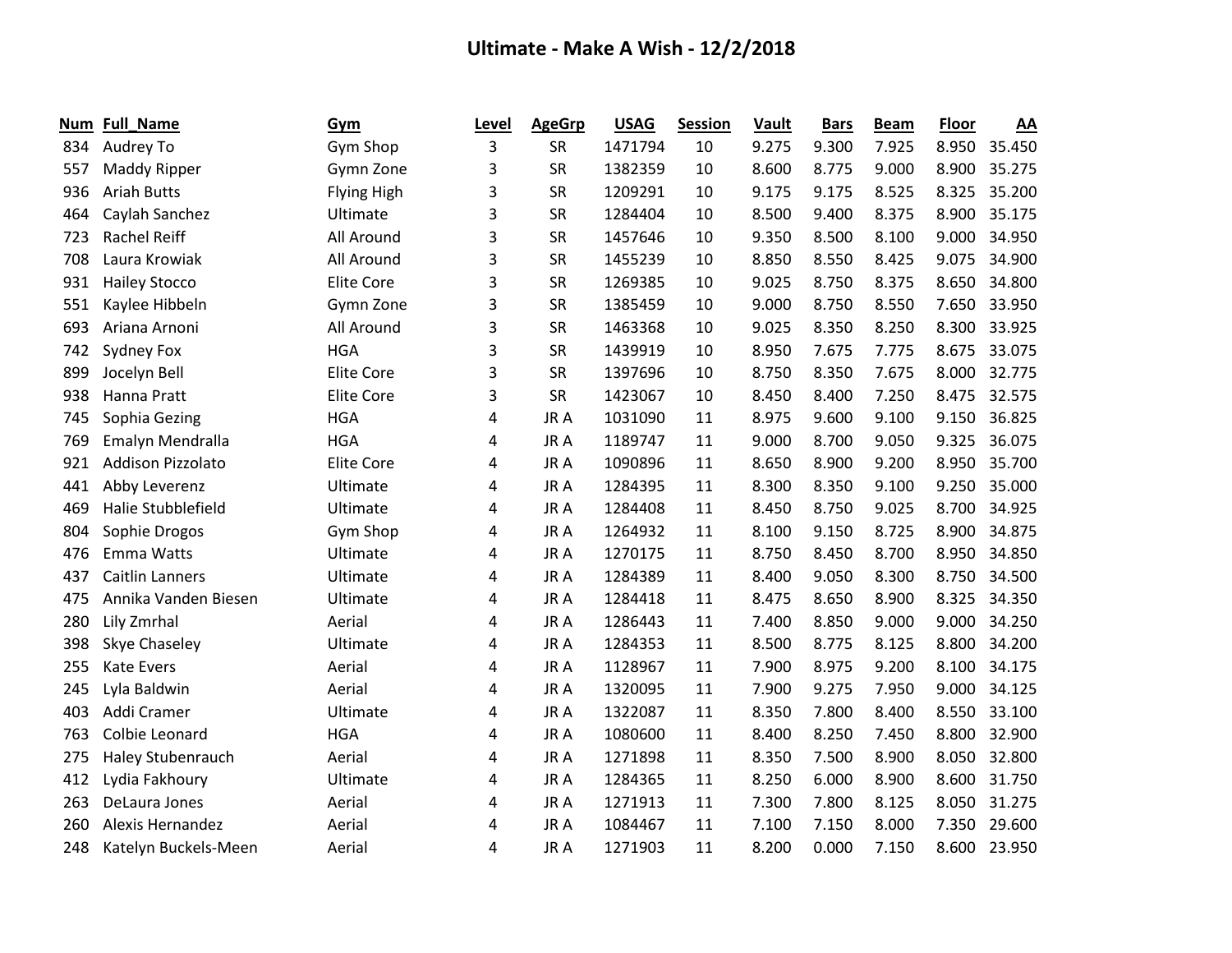# Ultimate - Make A Wish - 12/2/2018

| Num | Full_Name | Gym | Level | AgeGrp | USAG | Session | Vault | Bars | Beam | Floor | AA |
|---|---|---|---|---|---|---|---|---|---|---|---|
| 834 | Audrey To | Gym Shop | 3 | SR | 1471794 | 10 | 9.275 | 9.300 | 7.925 | 8.950 | 35.450 |
| 557 | Maddy Ripper | Gymn Zone | 3 | SR | 1382359 | 10 | 8.600 | 8.775 | 9.000 | 8.900 | 35.275 |
| 936 | Ariah Butts | Flying High | 3 | SR | 1209291 | 10 | 9.175 | 9.175 | 8.525 | 8.325 | 35.200 |
| 464 | Caylah Sanchez | Ultimate | 3 | SR | 1284404 | 10 | 8.500 | 9.400 | 8.375 | 8.900 | 35.175 |
| 723 | Rachel Reiff | All Around | 3 | SR | 1457646 | 10 | 9.350 | 8.500 | 8.100 | 9.000 | 34.950 |
| 708 | Laura Krowiak | All Around | 3 | SR | 1455239 | 10 | 8.850 | 8.550 | 8.425 | 9.075 | 34.900 |
| 931 | Hailey Stocco | Elite Core | 3 | SR | 1269385 | 10 | 9.025 | 8.750 | 8.375 | 8.650 | 34.800 |
| 551 | Kaylee Hibbeln | Gymn Zone | 3 | SR | 1385459 | 10 | 9.000 | 8.750 | 8.550 | 7.650 | 33.950 |
| 693 | Ariana Arnoni | All Around | 3 | SR | 1463368 | 10 | 9.025 | 8.350 | 8.250 | 8.300 | 33.925 |
| 742 | Sydney Fox | HGA | 3 | SR | 1439919 | 10 | 8.950 | 7.675 | 7.775 | 8.675 | 33.075 |
| 899 | Jocelyn Bell | Elite Core | 3 | SR | 1397696 | 10 | 8.750 | 8.350 | 7.675 | 8.000 | 32.775 |
| 938 | Hanna Pratt | Elite Core | 3 | SR | 1423067 | 10 | 8.450 | 8.400 | 7.250 | 8.475 | 32.575 |
| 745 | Sophia Gezing | HGA | 4 | JR A | 1031090 | 11 | 8.975 | 9.600 | 9.100 | 9.150 | 36.825 |
| 769 | Emalyn Mendralla | HGA | 4 | JR A | 1189747 | 11 | 9.000 | 8.700 | 9.050 | 9.325 | 36.075 |
| 921 | Addison Pizzolato | Elite Core | 4 | JR A | 1090896 | 11 | 8.650 | 8.900 | 9.200 | 8.950 | 35.700 |
| 441 | Abby Leverenz | Ultimate | 4 | JR A | 1284395 | 11 | 8.300 | 8.350 | 9.100 | 9.250 | 35.000 |
| 469 | Halie Stubblefield | Ultimate | 4 | JR A | 1284408 | 11 | 8.450 | 8.750 | 9.025 | 8.700 | 34.925 |
| 804 | Sophie Drogos | Gym Shop | 4 | JR A | 1264932 | 11 | 8.100 | 9.150 | 8.725 | 8.900 | 34.875 |
| 476 | Emma Watts | Ultimate | 4 | JR A | 1270175 | 11 | 8.750 | 8.450 | 8.700 | 8.950 | 34.850 |
| 437 | Caitlin Lanners | Ultimate | 4 | JR A | 1284389 | 11 | 8.400 | 9.050 | 8.300 | 8.750 | 34.500 |
| 475 | Annika Vanden Biesen | Ultimate | 4 | JR A | 1284418 | 11 | 8.475 | 8.650 | 8.900 | 8.325 | 34.350 |
| 280 | Lily Zmrhal | Aerial | 4 | JR A | 1286443 | 11 | 7.400 | 8.850 | 9.000 | 9.000 | 34.250 |
| 398 | Skye Chaseley | Ultimate | 4 | JR A | 1284353 | 11 | 8.500 | 8.775 | 8.125 | 8.800 | 34.200 |
| 255 | Kate Evers | Aerial | 4 | JR A | 1128967 | 11 | 7.900 | 8.975 | 9.200 | 8.100 | 34.175 |
| 245 | Lyla Baldwin | Aerial | 4 | JR A | 1320095 | 11 | 7.900 | 9.275 | 7.950 | 9.000 | 34.125 |
| 403 | Addi Cramer | Ultimate | 4 | JR A | 1322087 | 11 | 8.350 | 7.800 | 8.400 | 8.550 | 33.100 |
| 763 | Colbie Leonard | HGA | 4 | JR A | 1080600 | 11 | 8.400 | 8.250 | 7.450 | 8.800 | 32.900 |
| 275 | Haley Stubenrauch | Aerial | 4 | JR A | 1271898 | 11 | 8.350 | 7.500 | 8.900 | 8.050 | 32.800 |
| 412 | Lydia Fakhoury | Ultimate | 4 | JR A | 1284365 | 11 | 8.250 | 6.000 | 8.900 | 8.600 | 31.750 |
| 263 | DeLaura Jones | Aerial | 4 | JR A | 1271913 | 11 | 7.300 | 7.800 | 8.125 | 8.050 | 31.275 |
| 260 | Alexis Hernandez | Aerial | 4 | JR A | 1084467 | 11 | 7.100 | 7.150 | 8.000 | 7.350 | 29.600 |
| 248 | Katelyn Buckels-Meen | Aerial | 4 | JR A | 1271903 | 11 | 8.200 | 0.000 | 7.150 | 8.600 | 23.950 |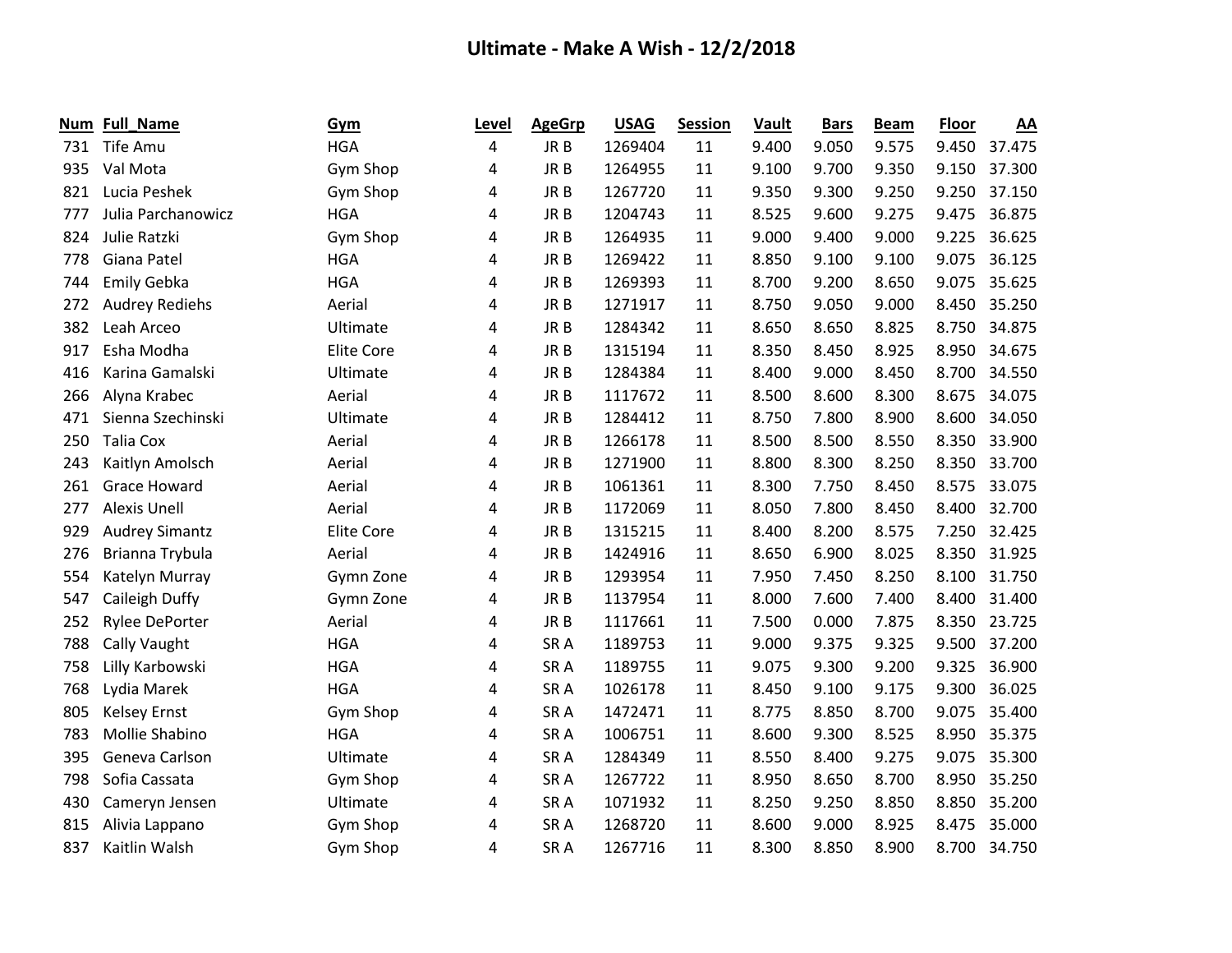# Ultimate - Make A Wish - 12/2/2018

| Num | Full_Name | Gym | Level | AgeGrp | USAG | Session | Vault | Bars | Beam | Floor | AA |
|---|---|---|---|---|---|---|---|---|---|---|---|
| 731 | Tife Amu | HGA | 4 | JR B | 1269404 | 11 | 9.400 | 9.050 | 9.575 | 9.450 | 37.475 |
| 935 | Val Mota | Gym Shop | 4 | JR B | 1264955 | 11 | 9.100 | 9.700 | 9.350 | 9.150 | 37.300 |
| 821 | Lucia Peshek | Gym Shop | 4 | JR B | 1267720 | 11 | 9.350 | 9.300 | 9.250 | 9.250 | 37.150 |
| 777 | Julia Parchanowicz | HGA | 4 | JR B | 1204743 | 11 | 8.525 | 9.600 | 9.275 | 9.475 | 36.875 |
| 824 | Julie Ratzki | Gym Shop | 4 | JR B | 1264935 | 11 | 9.000 | 9.400 | 9.000 | 9.225 | 36.625 |
| 778 | Giana Patel | HGA | 4 | JR B | 1269422 | 11 | 8.850 | 9.100 | 9.100 | 9.075 | 36.125 |
| 744 | Emily Gebka | HGA | 4 | JR B | 1269393 | 11 | 8.700 | 9.200 | 8.650 | 9.075 | 35.625 |
| 272 | Audrey Rediehs | Aerial | 4 | JR B | 1271917 | 11 | 8.750 | 9.050 | 9.000 | 8.450 | 35.250 |
| 382 | Leah Arceo | Ultimate | 4 | JR B | 1284342 | 11 | 8.650 | 8.650 | 8.825 | 8.750 | 34.875 |
| 917 | Esha Modha | Elite Core | 4 | JR B | 1315194 | 11 | 8.350 | 8.450 | 8.925 | 8.950 | 34.675 |
| 416 | Karina Gamalski | Ultimate | 4 | JR B | 1284384 | 11 | 8.400 | 9.000 | 8.450 | 8.700 | 34.550 |
| 266 | Alyna Krabec | Aerial | 4 | JR B | 1117672 | 11 | 8.500 | 8.600 | 8.300 | 8.675 | 34.075 |
| 471 | Sienna Szechinski | Ultimate | 4 | JR B | 1284412 | 11 | 8.750 | 7.800 | 8.900 | 8.600 | 34.050 |
| 250 | Talia Cox | Aerial | 4 | JR B | 1266178 | 11 | 8.500 | 8.500 | 8.550 | 8.350 | 33.900 |
| 243 | Kaitlyn Amolsch | Aerial | 4 | JR B | 1271900 | 11 | 8.800 | 8.300 | 8.250 | 8.350 | 33.700 |
| 261 | Grace Howard | Aerial | 4 | JR B | 1061361 | 11 | 8.300 | 7.750 | 8.450 | 8.575 | 33.075 |
| 277 | Alexis Unell | Aerial | 4 | JR B | 1172069 | 11 | 8.050 | 7.800 | 8.450 | 8.400 | 32.700 |
| 929 | Audrey Simantz | Elite Core | 4 | JR B | 1315215 | 11 | 8.400 | 8.200 | 8.575 | 7.250 | 32.425 |
| 276 | Brianna Trybula | Aerial | 4 | JR B | 1424916 | 11 | 8.650 | 6.900 | 8.025 | 8.350 | 31.925 |
| 554 | Katelyn Murray | Gymn Zone | 4 | JR B | 1293954 | 11 | 7.950 | 7.450 | 8.250 | 8.100 | 31.750 |
| 547 | Caileigh Duffy | Gymn Zone | 4 | JR B | 1137954 | 11 | 8.000 | 7.600 | 7.400 | 8.400 | 31.400 |
| 252 | Rylee DePorter | Aerial | 4 | JR B | 1117661 | 11 | 7.500 | 0.000 | 7.875 | 8.350 | 23.725 |
| 788 | Cally Vaught | HGA | 4 | SR A | 1189753 | 11 | 9.000 | 9.375 | 9.325 | 9.500 | 37.200 |
| 758 | Lilly Karbowski | HGA | 4 | SR A | 1189755 | 11 | 9.075 | 9.300 | 9.200 | 9.325 | 36.900 |
| 768 | Lydia Marek | HGA | 4 | SR A | 1026178 | 11 | 8.450 | 9.100 | 9.175 | 9.300 | 36.025 |
| 805 | Kelsey Ernst | Gym Shop | 4 | SR A | 1472471 | 11 | 8.775 | 8.850 | 8.700 | 9.075 | 35.400 |
| 783 | Mollie Shabino | HGA | 4 | SR A | 1006751 | 11 | 8.600 | 9.300 | 8.525 | 8.950 | 35.375 |
| 395 | Geneva Carlson | Ultimate | 4 | SR A | 1284349 | 11 | 8.550 | 8.400 | 9.275 | 9.075 | 35.300 |
| 798 | Sofia Cassata | Gym Shop | 4 | SR A | 1267722 | 11 | 8.950 | 8.650 | 8.700 | 8.950 | 35.250 |
| 430 | Cameryn Jensen | Ultimate | 4 | SR A | 1071932 | 11 | 8.250 | 9.250 | 8.850 | 8.850 | 35.200 |
| 815 | Alivia Lappano | Gym Shop | 4 | SR A | 1268720 | 11 | 8.600 | 9.000 | 8.925 | 8.475 | 35.000 |
| 837 | Kaitlin Walsh | Gym Shop | 4 | SR A | 1267716 | 11 | 8.300 | 8.850 | 8.900 | 8.700 | 34.750 |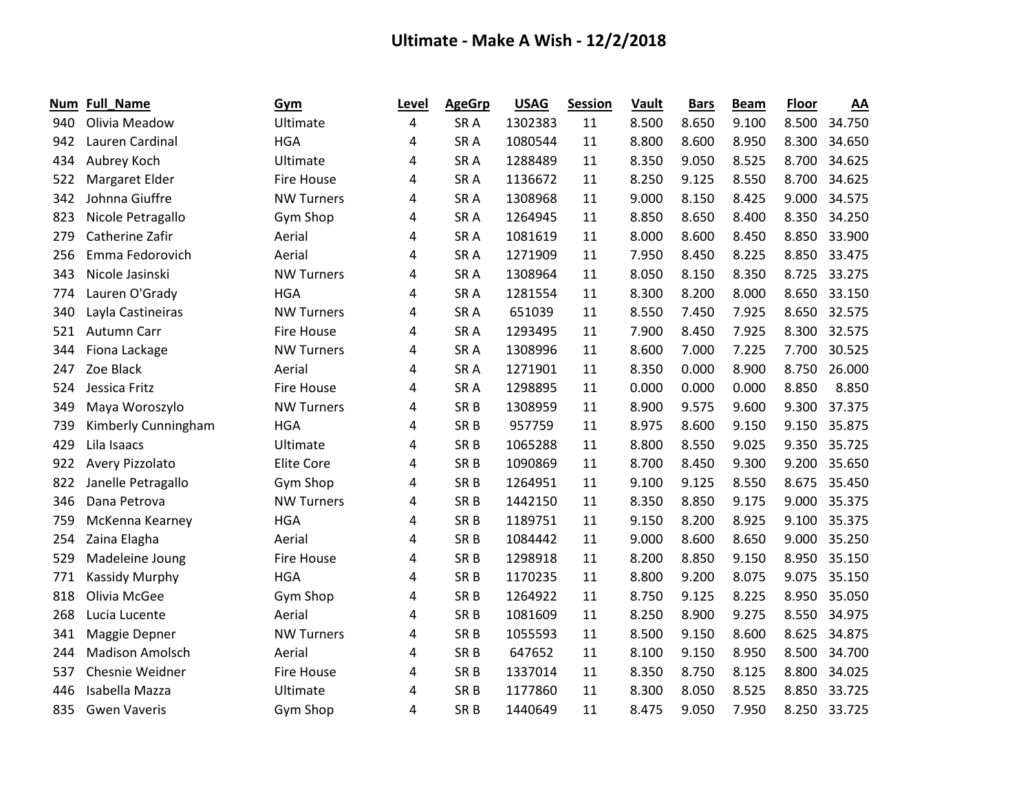# Ultimate - Make A Wish - 12/2/2018

| Num | Full_Name | Gym | Level | AgeGrp | USAG | Session | Vault | Bars | Beam | Floor | AA |
|---|---|---|---|---|---|---|---|---|---|---|---|
| 940 | Olivia Meadow | Ultimate | 4 | SR A | 1302383 | 11 | 8.500 | 8.650 | 9.100 | 8.500 | 34.750 |
| 942 | Lauren Cardinal | HGA | 4 | SR A | 1080544 | 11 | 8.800 | 8.600 | 8.950 | 8.300 | 34.650 |
| 434 | Aubrey Koch | Ultimate | 4 | SR A | 1288489 | 11 | 8.350 | 9.050 | 8.525 | 8.700 | 34.625 |
| 522 | Margaret Elder | Fire House | 4 | SR A | 1136672 | 11 | 8.250 | 9.125 | 8.550 | 8.700 | 34.625 |
| 342 | Johnna Giuffre | NW Turners | 4 | SR A | 1308968 | 11 | 9.000 | 8.150 | 8.425 | 9.000 | 34.575 |
| 823 | Nicole Petragallo | Gym Shop | 4 | SR A | 1264945 | 11 | 8.850 | 8.650 | 8.400 | 8.350 | 34.250 |
| 279 | Catherine Zafir | Aerial | 4 | SR A | 1081619 | 11 | 8.000 | 8.600 | 8.450 | 8.850 | 33.900 |
| 256 | Emma Fedorovich | Aerial | 4 | SR A | 1271909 | 11 | 7.950 | 8.450 | 8.225 | 8.850 | 33.475 |
| 343 | Nicole Jasinski | NW Turners | 4 | SR A | 1308964 | 11 | 8.050 | 8.150 | 8.350 | 8.725 | 33.275 |
| 774 | Lauren O'Grady | HGA | 4 | SR A | 1281554 | 11 | 8.300 | 8.200 | 8.000 | 8.650 | 33.150 |
| 340 | Layla Castineiras | NW Turners | 4 | SR A | 651039 | 11 | 8.550 | 7.450 | 7.925 | 8.650 | 32.575 |
| 521 | Autumn Carr | Fire House | 4 | SR A | 1293495 | 11 | 7.900 | 8.450 | 7.925 | 8.300 | 32.575 |
| 344 | Fiona Lackage | NW Turners | 4 | SR A | 1308996 | 11 | 8.600 | 7.000 | 7.225 | 7.700 | 30.525 |
| 247 | Zoe Black | Aerial | 4 | SR A | 1271901 | 11 | 8.350 | 0.000 | 8.900 | 8.750 | 26.000 |
| 524 | Jessica Fritz | Fire House | 4 | SR A | 1298895 | 11 | 0.000 | 0.000 | 0.000 | 8.850 | 8.850 |
| 349 | Maya Woroszylo | NW Turners | 4 | SR B | 1308959 | 11 | 8.900 | 9.575 | 9.600 | 9.300 | 37.375 |
| 739 | Kimberly Cunningham | HGA | 4 | SR B | 957759 | 11 | 8.975 | 8.600 | 9.150 | 9.150 | 35.875 |
| 429 | Lila Isaacs | Ultimate | 4 | SR B | 1065288 | 11 | 8.800 | 8.550 | 9.025 | 9.350 | 35.725 |
| 922 | Avery Pizzolato | Elite Core | 4 | SR B | 1090869 | 11 | 8.700 | 8.450 | 9.300 | 9.200 | 35.650 |
| 822 | Janelle Petragallo | Gym Shop | 4 | SR B | 1264951 | 11 | 9.100 | 9.125 | 8.550 | 8.675 | 35.450 |
| 346 | Dana Petrova | NW Turners | 4 | SR B | 1442150 | 11 | 8.350 | 8.850 | 9.175 | 9.000 | 35.375 |
| 759 | McKenna Kearney | HGA | 4 | SR B | 1189751 | 11 | 9.150 | 8.200 | 8.925 | 9.100 | 35.375 |
| 254 | Zaina Elagha | Aerial | 4 | SR B | 1084442 | 11 | 9.000 | 8.600 | 8.650 | 9.000 | 35.250 |
| 529 | Madeleine Joung | Fire House | 4 | SR B | 1298918 | 11 | 8.200 | 8.850 | 9.150 | 8.950 | 35.150 |
| 771 | Kassidy Murphy | HGA | 4 | SR B | 1170235 | 11 | 8.800 | 9.200 | 8.075 | 9.075 | 35.150 |
| 818 | Olivia McGee | Gym Shop | 4 | SR B | 1264922 | 11 | 8.750 | 9.125 | 8.225 | 8.950 | 35.050 |
| 268 | Lucia Lucente | Aerial | 4 | SR B | 1081609 | 11 | 8.250 | 8.900 | 9.275 | 8.550 | 34.975 |
| 341 | Maggie Depner | NW Turners | 4 | SR B | 1055593 | 11 | 8.500 | 9.150 | 8.600 | 8.625 | 34.875 |
| 244 | Madison Amolsch | Aerial | 4 | SR B | 647652 | 11 | 8.100 | 9.150 | 8.950 | 8.500 | 34.700 |
| 537 | Chesnie Weidner | Fire House | 4 | SR B | 1337014 | 11 | 8.350 | 8.750 | 8.125 | 8.800 | 34.025 |
| 446 | Isabella Mazza | Ultimate | 4 | SR B | 1177860 | 11 | 8.300 | 8.050 | 8.525 | 8.850 | 33.725 |
| 835 | Gwen Vaveris | Gym Shop | 4 | SR B | 1440649 | 11 | 8.475 | 9.050 | 7.950 | 8.250 | 33.725 |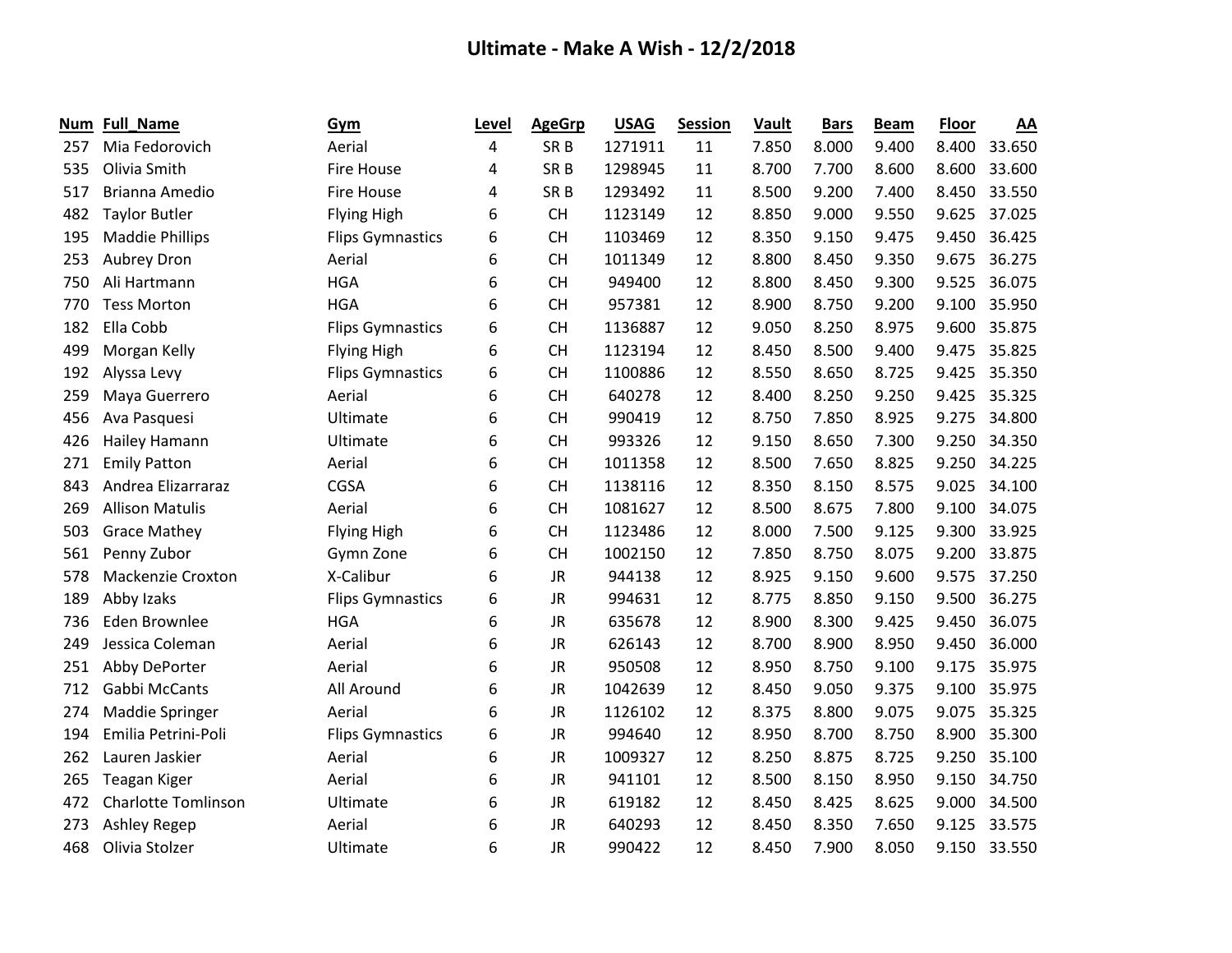# Ultimate - Make A Wish - 12/2/2018

| Num | Full_Name | Gym | Level | AgeGrp | USAG | Session | Vault | Bars | Beam | Floor | AA |
|---|---|---|---|---|---|---|---|---|---|---|---|
| 257 | Mia Fedorovich | Aerial | 4 | SR B | 1271911 | 11 | 7.850 | 8.000 | 9.400 | 8.400 | 33.650 |
| 535 | Olivia Smith | Fire House | 4 | SR B | 1298945 | 11 | 8.700 | 7.700 | 8.600 | 8.600 | 33.600 |
| 517 | Brianna Amedio | Fire House | 4 | SR B | 1293492 | 11 | 8.500 | 9.200 | 7.400 | 8.450 | 33.550 |
| 482 | Taylor Butler | Flying High | 6 | CH | 1123149 | 12 | 8.850 | 9.000 | 9.550 | 9.625 | 37.025 |
| 195 | Maddie Phillips | Flips Gymnastics | 6 | CH | 1103469 | 12 | 8.350 | 9.150 | 9.475 | 9.450 | 36.425 |
| 253 | Aubrey Dron | Aerial | 6 | CH | 1011349 | 12 | 8.800 | 8.450 | 9.350 | 9.675 | 36.275 |
| 750 | Ali Hartmann | HGA | 6 | CH | 949400 | 12 | 8.800 | 8.450 | 9.300 | 9.525 | 36.075 |
| 770 | Tess Morton | HGA | 6 | CH | 957381 | 12 | 8.900 | 8.750 | 9.200 | 9.100 | 35.950 |
| 182 | Ella Cobb | Flips Gymnastics | 6 | CH | 1136887 | 12 | 9.050 | 8.250 | 8.975 | 9.600 | 35.875 |
| 499 | Morgan Kelly | Flying High | 6 | CH | 1123194 | 12 | 8.450 | 8.500 | 9.400 | 9.475 | 35.825 |
| 192 | Alyssa Levy | Flips Gymnastics | 6 | CH | 1100886 | 12 | 8.550 | 8.650 | 8.725 | 9.425 | 35.350 |
| 259 | Maya Guerrero | Aerial | 6 | CH | 640278 | 12 | 8.400 | 8.250 | 9.250 | 9.425 | 35.325 |
| 456 | Ava Pasquesi | Ultimate | 6 | CH | 990419 | 12 | 8.750 | 7.850 | 8.925 | 9.275 | 34.800 |
| 426 | Hailey Hamann | Ultimate | 6 | CH | 993326 | 12 | 9.150 | 8.650 | 7.300 | 9.250 | 34.350 |
| 271 | Emily Patton | Aerial | 6 | CH | 1011358 | 12 | 8.500 | 7.650 | 8.825 | 9.250 | 34.225 |
| 843 | Andrea Elizarraraz | CGSA | 6 | CH | 1138116 | 12 | 8.350 | 8.150 | 8.575 | 9.025 | 34.100 |
| 269 | Allison Matulis | Aerial | 6 | CH | 1081627 | 12 | 8.500 | 8.675 | 7.800 | 9.100 | 34.075 |
| 503 | Grace Mathey | Flying High | 6 | CH | 1123486 | 12 | 8.000 | 7.500 | 9.125 | 9.300 | 33.925 |
| 561 | Penny Zubor | Gymn Zone | 6 | CH | 1002150 | 12 | 7.850 | 8.750 | 8.075 | 9.200 | 33.875 |
| 578 | Mackenzie Croxton | X-Calibur | 6 | JR | 944138 | 12 | 8.925 | 9.150 | 9.600 | 9.575 | 37.250 |
| 189 | Abby Izaks | Flips Gymnastics | 6 | JR | 994631 | 12 | 8.775 | 8.850 | 9.150 | 9.500 | 36.275 |
| 736 | Eden Brownlee | HGA | 6 | JR | 635678 | 12 | 8.900 | 8.300 | 9.425 | 9.450 | 36.075 |
| 249 | Jessica Coleman | Aerial | 6 | JR | 626143 | 12 | 8.700 | 8.900 | 8.950 | 9.450 | 36.000 |
| 251 | Abby DePorter | Aerial | 6 | JR | 950508 | 12 | 8.950 | 8.750 | 9.100 | 9.175 | 35.975 |
| 712 | Gabbi McCants | All Around | 6 | JR | 1042639 | 12 | 8.450 | 9.050 | 9.375 | 9.100 | 35.975 |
| 274 | Maddie Springer | Aerial | 6 | JR | 1126102 | 12 | 8.375 | 8.800 | 9.075 | 9.075 | 35.325 |
| 194 | Emilia Petrini-Poli | Flips Gymnastics | 6 | JR | 994640 | 12 | 8.950 | 8.700 | 8.750 | 8.900 | 35.300 |
| 262 | Lauren Jaskier | Aerial | 6 | JR | 1009327 | 12 | 8.250 | 8.875 | 8.725 | 9.250 | 35.100 |
| 265 | Teagan Kiger | Aerial | 6 | JR | 941101 | 12 | 8.500 | 8.150 | 8.950 | 9.150 | 34.750 |
| 472 | Charlotte Tomlinson | Ultimate | 6 | JR | 619182 | 12 | 8.450 | 8.425 | 8.625 | 9.000 | 34.500 |
| 273 | Ashley Regep | Aerial | 6 | JR | 640293 | 12 | 8.450 | 8.350 | 7.650 | 9.125 | 33.575 |
| 468 | Olivia Stolzer | Ultimate | 6 | JR | 990422 | 12 | 8.450 | 7.900 | 8.050 | 9.150 | 33.550 |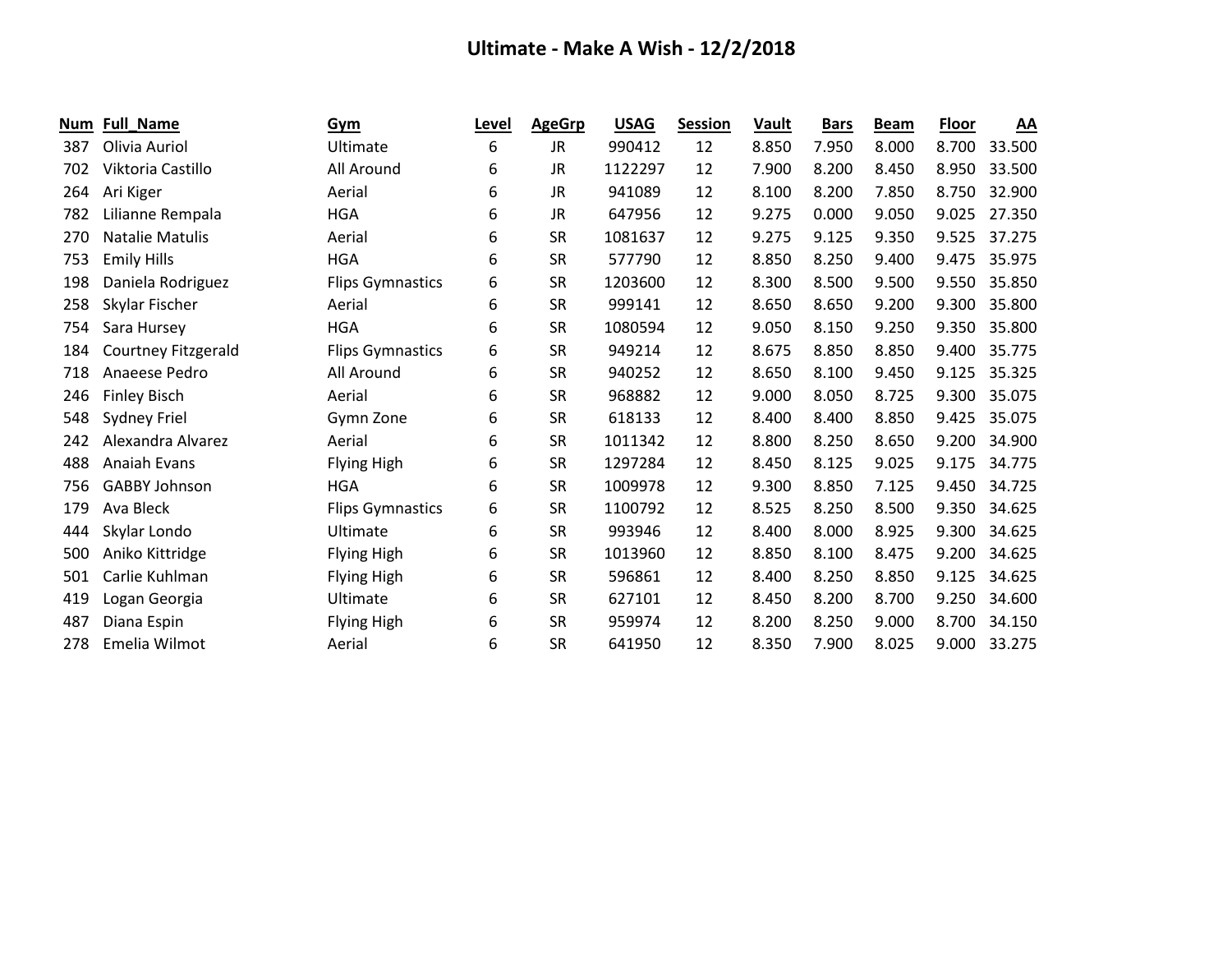# Ultimate - Make A Wish - 12/2/2018

| Num | Full_Name | Gym | Level | AgeGrp | USAG | Session | Vault | Bars | Beam | Floor | AA |
|---|---|---|---|---|---|---|---|---|---|---|---|
| 387 | Olivia Auriol | Ultimate | 6 | JR | 990412 | 12 | 8.850 | 7.950 | 8.000 | 8.700 | 33.500 |
| 702 | Viktoria Castillo | All Around | 6 | JR | 1122297 | 12 | 7.900 | 8.200 | 8.450 | 8.950 | 33.500 |
| 264 | Ari Kiger | Aerial | 6 | JR | 941089 | 12 | 8.100 | 8.200 | 7.850 | 8.750 | 32.900 |
| 782 | Lilianne Rempala | HGA | 6 | JR | 647956 | 12 | 9.275 | 0.000 | 9.050 | 9.025 | 27.350 |
| 270 | Natalie Matulis | Aerial | 6 | SR | 1081637 | 12 | 9.275 | 9.125 | 9.350 | 9.525 | 37.275 |
| 753 | Emily Hills | HGA | 6 | SR | 577790 | 12 | 8.850 | 8.250 | 9.400 | 9.475 | 35.975 |
| 198 | Daniela Rodriguez | Flips Gymnastics | 6 | SR | 1203600 | 12 | 8.300 | 8.500 | 9.500 | 9.550 | 35.850 |
| 258 | Skylar Fischer | Aerial | 6 | SR | 999141 | 12 | 8.650 | 8.650 | 9.200 | 9.300 | 35.800 |
| 754 | Sara Hursey | HGA | 6 | SR | 1080594 | 12 | 9.050 | 8.150 | 9.250 | 9.350 | 35.800 |
| 184 | Courtney Fitzgerald | Flips Gymnastics | 6 | SR | 949214 | 12 | 8.675 | 8.850 | 8.850 | 9.400 | 35.775 |
| 718 | Anaeese Pedro | All Around | 6 | SR | 940252 | 12 | 8.650 | 8.100 | 9.450 | 9.125 | 35.325 |
| 246 | Finley Bisch | Aerial | 6 | SR | 968882 | 12 | 9.000 | 8.050 | 8.725 | 9.300 | 35.075 |
| 548 | Sydney Friel | Gymn Zone | 6 | SR | 618133 | 12 | 8.400 | 8.400 | 8.850 | 9.425 | 35.075 |
| 242 | Alexandra Alvarez | Aerial | 6 | SR | 1011342 | 12 | 8.800 | 8.250 | 8.650 | 9.200 | 34.900 |
| 488 | Anaiah Evans | Flying High | 6 | SR | 1297284 | 12 | 8.450 | 8.125 | 9.025 | 9.175 | 34.775 |
| 756 | GABBY Johnson | HGA | 6 | SR | 1009978 | 12 | 9.300 | 8.850 | 7.125 | 9.450 | 34.725 |
| 179 | Ava Bleck | Flips Gymnastics | 6 | SR | 1100792 | 12 | 8.525 | 8.250 | 8.500 | 9.350 | 34.625 |
| 444 | Skylar Londo | Ultimate | 6 | SR | 993946 | 12 | 8.400 | 8.000 | 8.925 | 9.300 | 34.625 |
| 500 | Aniko Kittridge | Flying High | 6 | SR | 1013960 | 12 | 8.850 | 8.100 | 8.475 | 9.200 | 34.625 |
| 501 | Carlie Kuhlman | Flying High | 6 | SR | 596861 | 12 | 8.400 | 8.250 | 8.850 | 9.125 | 34.625 |
| 419 | Logan Georgia | Ultimate | 6 | SR | 627101 | 12 | 8.450 | 8.200 | 8.700 | 9.250 | 34.600 |
| 487 | Diana Espin | Flying High | 6 | SR | 959974 | 12 | 8.200 | 8.250 | 9.000 | 8.700 | 34.150 |
| 278 | Emelia Wilmot | Aerial | 6 | SR | 641950 | 12 | 8.350 | 7.900 | 8.025 | 9.000 | 33.275 |